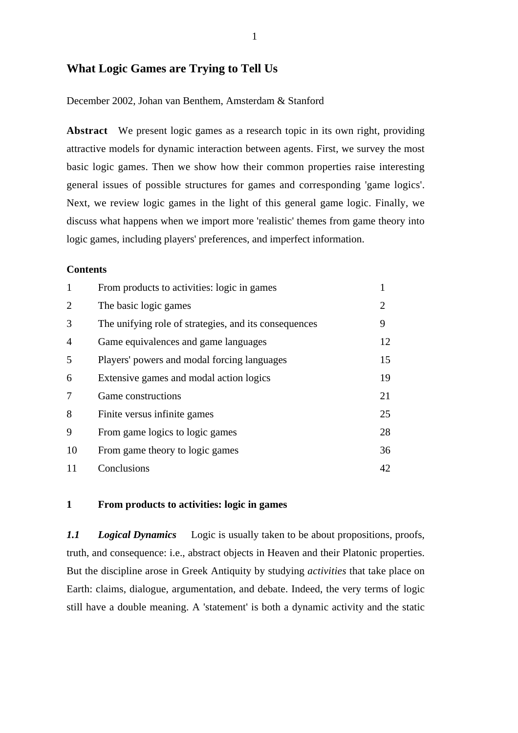# What Logic Games are Trying to Tell Us

December 2002, Johan van Benthem, Amsterdam & Stanford

**Abstract** We present logic games as a research topic in its own right, providing attractive models for dynamic interaction between agents. First, we survey the most basic logic games. Then we show how their common properties raise interesting general issues of possible structures for games and corresponding 'game logics'. Next, we review logic games in the light of this general game logic. Finally, we discuss what happens when we import more 'realistic' themes from game theory into logic games, including players' preferences, and imperfect information.

**Contents**

| | | |
|---|---|---|
| 1 | From products to activities: logic in games | 1 |
| 2 | The basic logic games | 2 |
| 3 | The unifying role of strategies, and its consequences | 9 |
| 4 | Game equivalences and game languages | 12 |
| 5 | Players' powers and modal forcing languages | 15 |
| 6 | Extensive games and modal action logics | 19 |
| 7 | Game constructions | 21 |
| 8 | Finite versus infinite games | 25 |
| 9 | From game logics to logic games | 28 |
| 10 | From game theory to logic games | 36 |
| 11 | Conclusions | 42 |

## 1 From products to activities: logic in games

***1.1 Logical Dynamics*** Logic is usually taken to be about propositions, proofs, truth, and consequence: i.e., abstract objects in Heaven and their Platonic properties. But the discipline arose in Greek Antiquity by studying *activities* that take place on Earth: claims, dialogue, argumentation, and debate. Indeed, the very terms of logic still have a double meaning. A 'statement' is both a dynamic activity and the static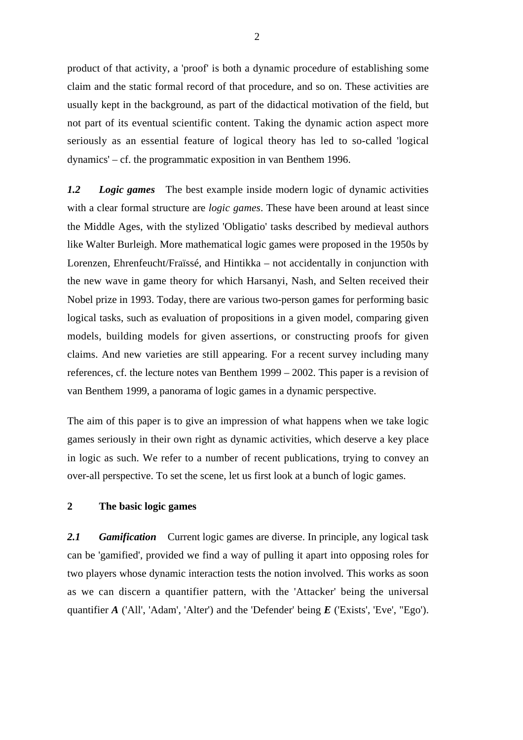product of that activity, a 'proof' is both a dynamic procedure of establishing some claim and the static formal record of that procedure, and so on. These activities are usually kept in the background, as part of the didactical motivation of the field, but not part of its eventual scientific content. Taking the dynamic action aspect more seriously as an essential feature of logical theory has led to so-called 'logical dynamics' – cf. the programmatic exposition in van Benthem 1996.

***1.2 Logic games*** The best example inside modern logic of dynamic activities with a clear formal structure are *logic games*. These have been around at least since the Middle Ages, with the stylized 'Obligatio' tasks described by medieval authors like Walter Burleigh. More mathematical logic games were proposed in the 1950s by Lorenzen, Ehrenfeucht/Fraïssé, and Hintikka – not accidentally in conjunction with the new wave in game theory for which Harsanyi, Nash, and Selten received their Nobel prize in 1993. Today, there are various two-person games for performing basic logical tasks, such as evaluation of propositions in a given model, comparing given models, building models for given assertions, or constructing proofs for given claims. And new varieties are still appearing. For a recent survey including many references, cf. the lecture notes van Benthem 1999 – 2002. This paper is a revision of van Benthem 1999, a panorama of logic games in a dynamic perspective.

The aim of this paper is to give an impression of what happens when we take logic games seriously in their own right as dynamic activities, which deserve a key place in logic as such. We refer to a number of recent publications, trying to convey an over-all perspective. To set the scene, let us first look at a bunch of logic games.

## 2 The basic logic games

***2.1 Gamification*** Current logic games are diverse. In principle, any logical task can be 'gamified', provided we find a way of pulling it apart into opposing roles for two players whose dynamic interaction tests the notion involved. This works as soon as we can discern a quantifier pattern, with the 'Attacker' being the universal quantifier ***A*** ('All', 'Adam', 'Alter') and the 'Defender' being ***E*** ('Exists', 'Eve', ''Ego').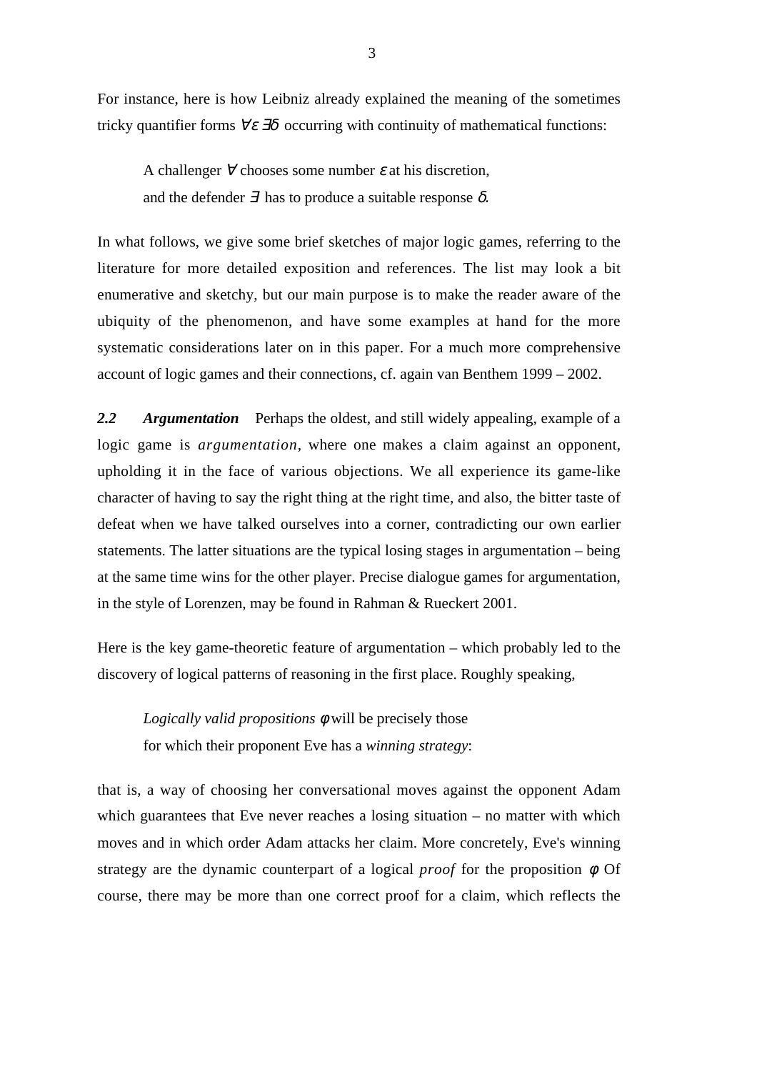For instance, here is how Leibniz already explained the meaning of the sometimes tricky quantifier forms $\forall\varepsilon\, \exists\delta$ occurring with continuity of mathematical functions:

> A challenger $\forall$ chooses some number $\varepsilon$ at his discretion,
> and the defender $\exists$ has to produce a suitable response $\delta$.

In what follows, we give some brief sketches of major logic games, referring to the literature for more detailed exposition and references. The list may look a bit enumerative and sketchy, but our main purpose is to make the reader aware of the ubiquity of the phenomenon, and have some examples at hand for the more systematic considerations later on in this paper. For a much more comprehensive account of logic games and their connections, cf. again van Benthem 1999 – 2002.

***2.2 Argumentation*** Perhaps the oldest, and still widely appealing, example of a logic game is *argumentation*, where one makes a claim against an opponent, upholding it in the face of various objections. We all experience its game-like character of having to say the right thing at the right time, and also, the bitter taste of defeat when we have talked ourselves into a corner, contradicting our own earlier statements. The latter situations are the typical losing stages in argumentation – being at the same time wins for the other player. Precise dialogue games for argumentation, in the style of Lorenzen, may be found in Rahman & Rueckert 2001.

Here is the key game-theoretic feature of argumentation – which probably led to the discovery of logical patterns of reasoning in the first place. Roughly speaking,

> *Logically valid propositions* $\phi$ will be precisely those
> for which their proponent Eve has a *winning strategy*:

that is, a way of choosing her conversational moves against the opponent Adam which guarantees that Eve never reaches a losing situation – no matter with which moves and in which order Adam attacks her claim. More concretely, Eve's winning strategy are the dynamic counterpart of a logical *proof* for the proposition $\phi$. Of course, there may be more than one correct proof for a claim, which reflects the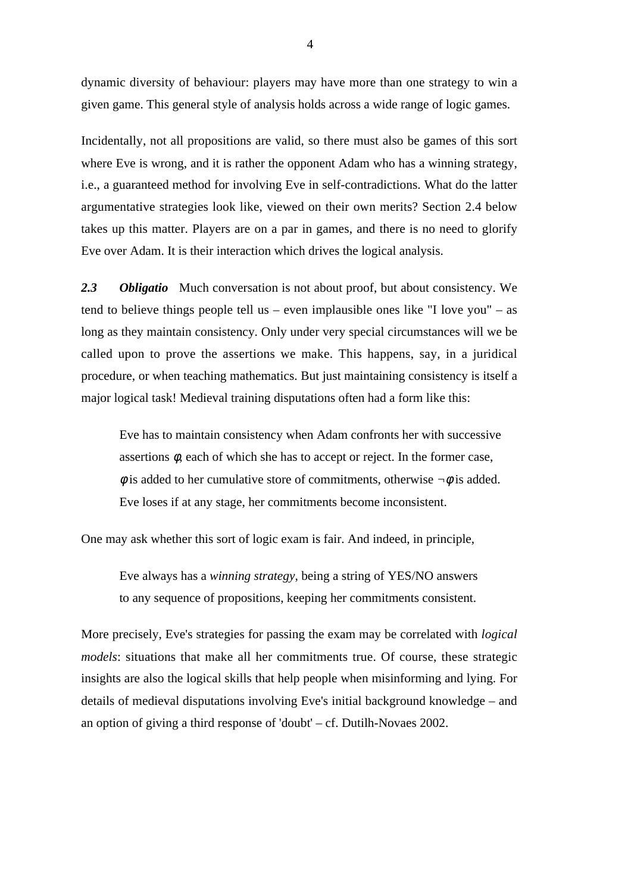dynamic diversity of behaviour: players may have more than one strategy to win a given game. This general style of analysis holds across a wide range of logic games.

Incidentally, not all propositions are valid, so there must also be games of this sort where Eve is wrong, and it is rather the opponent Adam who has a winning strategy, i.e., a guaranteed method for involving Eve in self-contradictions. What do the latter argumentative strategies look like, viewed on their own merits? Section 2.4 below takes up this matter. Players are on a par in games, and there is no need to glorify Eve over Adam. It is their interaction which drives the logical analysis.

***2.3 Obligatio*** Much conversation is not about proof, but about consistency. We tend to believe things people tell us – even implausible ones like "I love you" – as long as they maintain consistency. Only under very special circumstances will we be called upon to prove the assertions we make. This happens, say, in a juridical procedure, or when teaching mathematics. But just maintaining consistency is itself a major logical task! Medieval training disputations often had a form like this:

> Eve has to maintain consistency when Adam confronts her with successive assertions $\phi$, each of which she has to accept or reject. In the former case, $\phi$ is added to her cumulative store of commitments, otherwise $\neg\phi$ is added. Eve loses if at any stage, her commitments become inconsistent.

One may ask whether this sort of logic exam is fair. And indeed, in principle,

> Eve always has a *winning strategy*, being a string of YES/NO answers to any sequence of propositions, keeping her commitments consistent.

More precisely, Eve's strategies for passing the exam may be correlated with *logical models*: situations that make all her commitments true. Of course, these strategic insights are also the logical skills that help people when misinforming and lying. For details of medieval disputations involving Eve's initial background knowledge – and an option of giving a third response of 'doubt' – cf. Dutilh-Novaes 2002.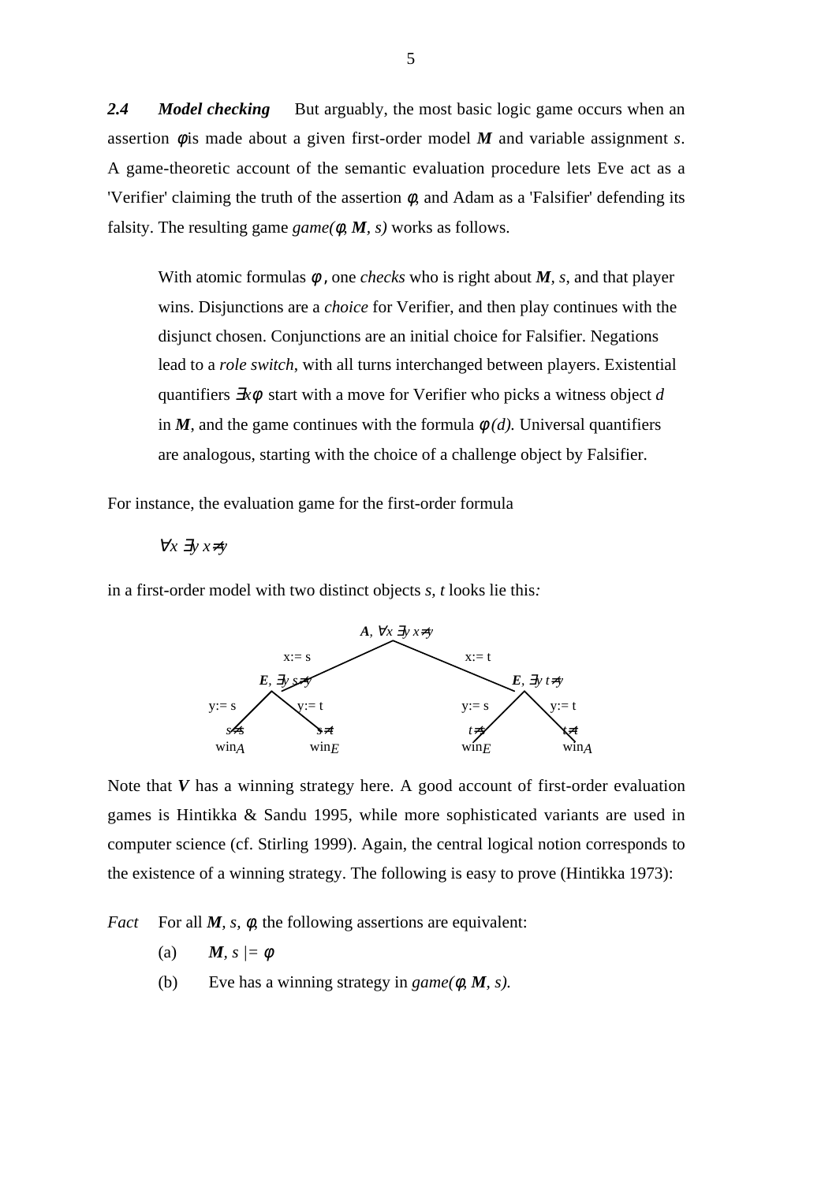***2.4 Model checking*** But arguably, the most basic logic game occurs when an assertion $\phi$ is made about a given first-order model ***M*** and variable assignment *s*. A game-theoretic account of the semantic evaluation procedure lets Eve act as a 'Verifier' claiming the truth of the assertion $\phi$, and Adam as a 'Falsifier' defending its falsity. The resulting game *game($\phi$, **M**, s)* works as follows.

> With atomic formulas $\phi$ , one *checks* who is right about ***M***, *s*, and that player wins. Disjunctions are a *choice* for Verifier, and then play continues with the disjunct chosen. Conjunctions are an initial choice for Falsifier. Negations lead to a *role switch*, with all turns interchanged between players. Existential quantifiers $\exists x\phi$ start with a move for Verifier who picks a witness object *d* in ***M***, and the game continues with the formula $\phi(d)$. Universal quantifiers are analogous, starting with the choice of a challenge object by Falsifier.

For instance, the evaluation game for the first-order formula

$$\forall x\ \exists y\ x{\neq}y$$

in a first-order model with two distinct objects *s*, *t* looks lie this*:*

```
                         A, ∀x ∃y x≠y
              x:= s    /              \    x:= t
                      /                \
          E, ∃y s≠y                      E, ∃y t≠y
     y:= s  /    \  y:= t          y:= s  /    \  y:= t
       s≠s        s≠t                t≠s        t≠t
       win_A      win_E              win_E      win_A
```

Note that ***V*** has a winning strategy here. A good account of first-order evaluation games is Hintikka & Sandu 1995, while more sophisticated variants are used in computer science (cf. Stirling 1999). Again, the central logical notion corresponds to the existence of a winning strategy. The following is easy to prove (Hintikka 1973):

*Fact* For all ***M***, *s*, $\phi$, the following assertions are equivalent:

(a) ***M***, *s* $\models \phi$

(b) Eve has a winning strategy in *game($\phi$, **M**, s)*.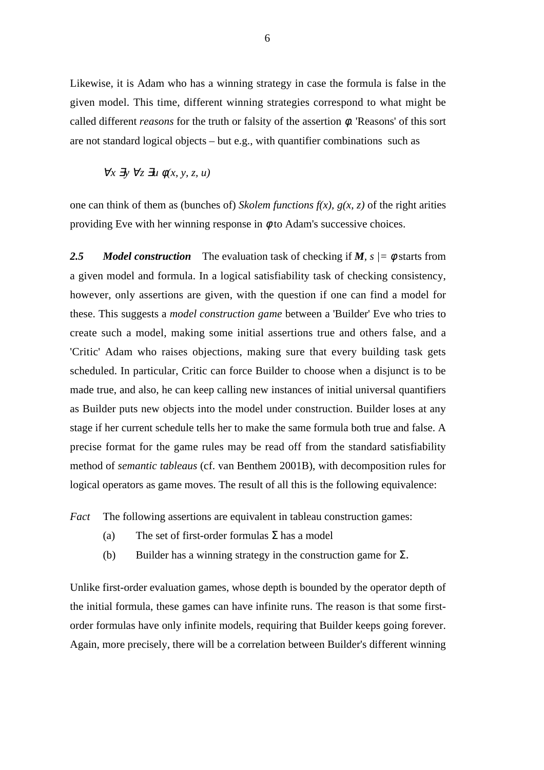Likewise, it is Adam who has a winning strategy in case the formula is false in the given model. This time, different winning strategies correspond to what might be called different *reasons* for the truth or falsity of the assertion $\phi$. 'Reasons' of this sort are not standard logical objects – but e.g., with quantifier combinations such as

$$\forall x\ \exists y\ \forall z\ \exists u\ \phi(x, y, z, u)$$

one can think of them as (bunches of) *Skolem functions* $f(x)$, $g(x, z)$ of the right arities providing Eve with her winning response in $\phi$ to Adam's successive choices.

***2.5 Model construction*** The evaluation task of checking if $\boldsymbol{M}, s \models \phi$ starts from a given model and formula. In a logical satisfiability task of checking consistency, however, only assertions are given, with the question if one can find a model for these. This suggests a *model construction game* between a 'Builder' Eve who tries to create such a model, making some initial assertions true and others false, and a 'Critic' Adam who raises objections, making sure that every building task gets scheduled. In particular, Critic can force Builder to choose when a disjunct is to be made true, and also, he can keep calling new instances of initial universal quantifiers as Builder puts new objects into the model under construction. Builder loses at any stage if her current schedule tells her to make the same formula both true and false. A precise format for the game rules may be read off from the standard satisfiability method of *semantic tableaus* (cf. van Benthem 2001B), with decomposition rules for logical operators as game moves. The result of all this is the following equivalence:

*Fact* The following assertions are equivalent in tableau construction games:

(a) The set of first-order formulas $\Sigma$ has a model

(b) Builder has a winning strategy in the construction game for $\Sigma$.

Unlike first-order evaluation games, whose depth is bounded by the operator depth of the initial formula, these games can have infinite runs. The reason is that some first-order formulas have only infinite models, requiring that Builder keeps going forever. Again, more precisely, there will be a correlation between Builder's different winning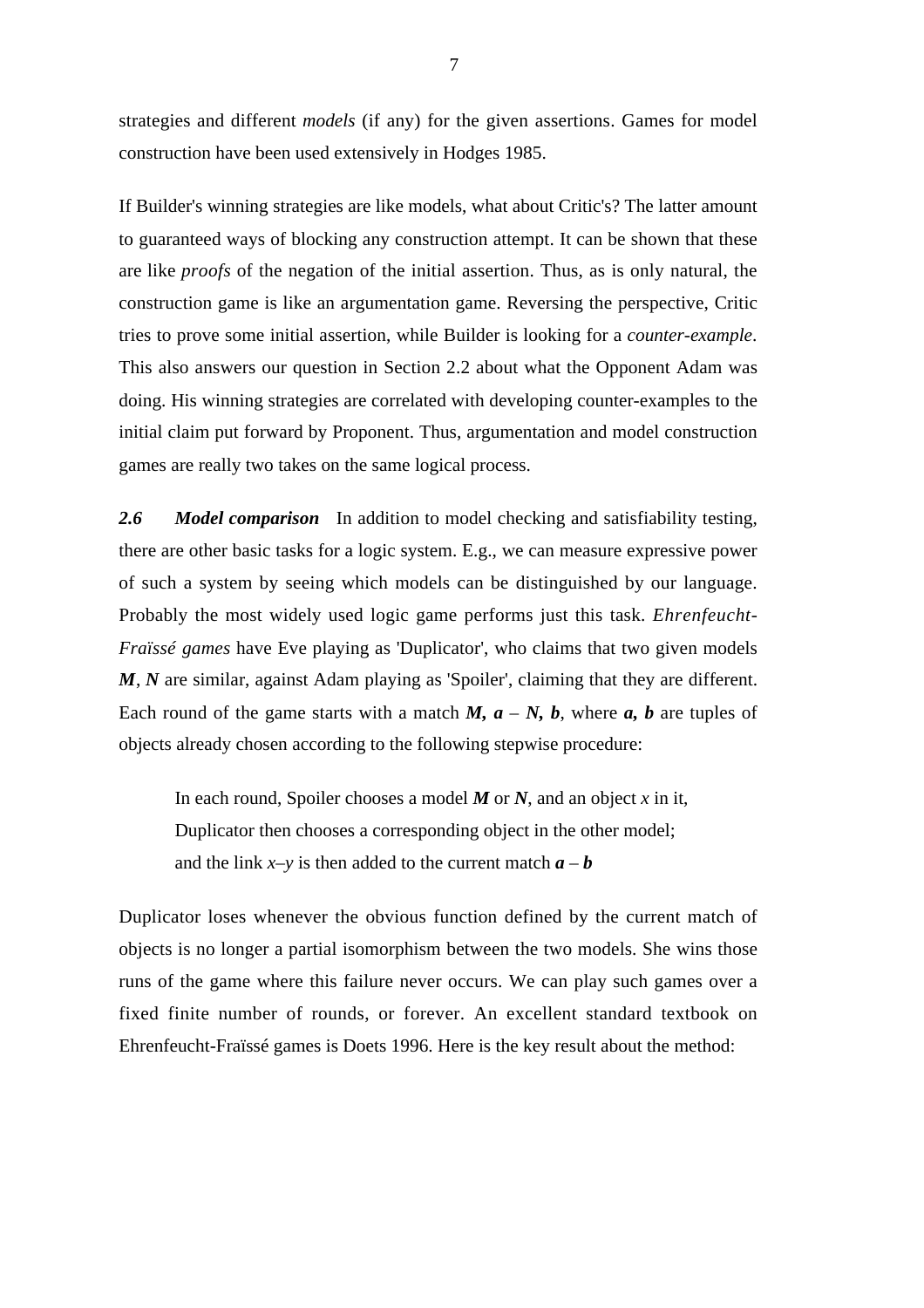strategies and different *models* (if any) for the given assertions. Games for model construction have been used extensively in Hodges 1985.

If Builder's winning strategies are like models, what about Critic's? The latter amount to guaranteed ways of blocking any construction attempt. It can be shown that these are like *proofs* of the negation of the initial assertion. Thus, as is only natural, the construction game is like an argumentation game. Reversing the perspective, Critic tries to prove some initial assertion, while Builder is looking for a *counter-example*. This also answers our question in Section 2.2 about what the Opponent Adam was doing. His winning strategies are correlated with developing counter-examples to the initial claim put forward by Proponent. Thus, argumentation and model construction games are really two takes on the same logical process.

***2.6 Model comparison*** In addition to model checking and satisfiability testing, there are other basic tasks for a logic system. E.g., we can measure expressive power of such a system by seeing which models can be distinguished by our language. Probably the most widely used logic game performs just this task. *Ehrenfeucht-Fraïssé games* have Eve playing as 'Duplicator', who claims that two given models $\boldsymbol{M}$, $\boldsymbol{N}$ are similar, against Adam playing as 'Spoiler', claiming that they are different. Each round of the game starts with a match $\boldsymbol{M}, \boldsymbol{a} – \boldsymbol{N}, \boldsymbol{b}$, where $\boldsymbol{a}, \boldsymbol{b}$ are tuples of objects already chosen according to the following stepwise procedure:

> In each round, Spoiler chooses a model $\boldsymbol{M}$ or $\boldsymbol{N}$, and an object $x$ in it,
> Duplicator then chooses a corresponding object in the other model;
> and the link $x$–$y$ is then added to the current match $\boldsymbol{a} – \boldsymbol{b}$

Duplicator loses whenever the obvious function defined by the current match of objects is no longer a partial isomorphism between the two models. She wins those runs of the game where this failure never occurs. We can play such games over a fixed finite number of rounds, or forever. An excellent standard textbook on Ehrenfeucht-Fraïssé games is Doets 1996. Here is the key result about the method: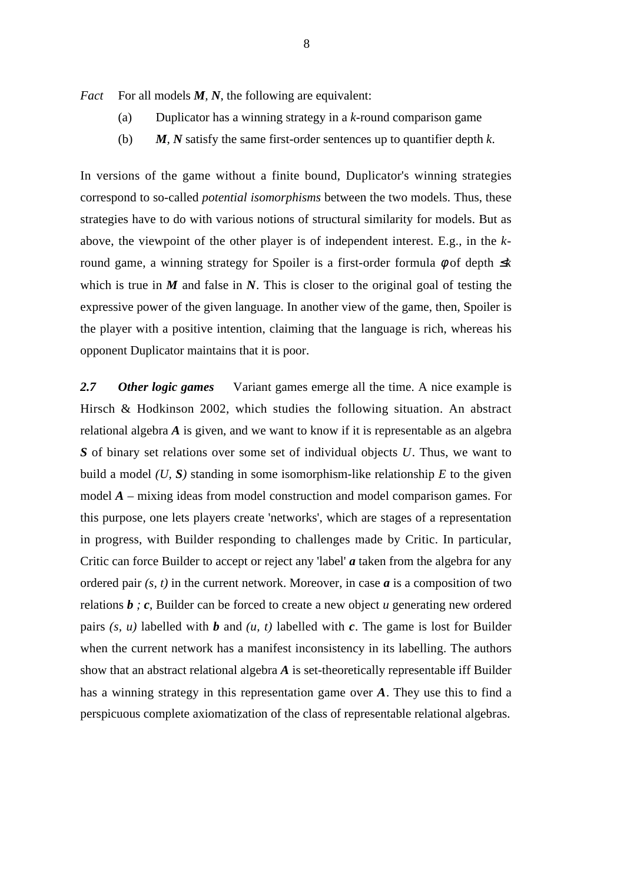*Fact* For all models $\boldsymbol{M}$, $\boldsymbol{N}$, the following are equivalent:

(a) Duplicator has a winning strategy in a $k$-round comparison game

(b) $\boldsymbol{M}$, $\boldsymbol{N}$ satisfy the same first-order sentences up to quantifier depth $k$.

In versions of the game without a finite bound, Duplicator's winning strategies correspond to so-called *potential isomorphisms* between the two models. Thus, these strategies have to do with various notions of structural similarity for models. But as above, the viewpoint of the other player is of independent interest. E.g., in the $k$-round game, a winning strategy for Spoiler is a first-order formula $\phi$ of depth $\leq k$ which is true in $\boldsymbol{M}$ and false in $\boldsymbol{N}$. This is closer to the original goal of testing the expressive power of the given language. In another view of the game, then, Spoiler is the player with a positive intention, claiming that the language is rich, whereas his opponent Duplicator maintains that it is poor.

***2.7 Other logic games*** Variant games emerge all the time. A nice example is Hirsch & Hodkinson 2002, which studies the following situation. An abstract relational algebra $\boldsymbol{A}$ is given, and we want to know if it is representable as an algebra $\boldsymbol{S}$ of binary set relations over some set of individual objects $U$. Thus, we want to build a model $(U, \boldsymbol{S})$ standing in some isomorphism-like relationship $E$ to the given model $\boldsymbol{A}$ – mixing ideas from model construction and model comparison games. For this purpose, one lets players create 'networks', which are stages of a representation in progress, with Builder responding to challenges made by Critic. In particular, Critic can force Builder to accept or reject any 'label' $\boldsymbol{a}$ taken from the algebra for any ordered pair $(s, t)$ in the current network. Moreover, in case $\boldsymbol{a}$ is a composition of two relations $\boldsymbol{b} ; \boldsymbol{c}$, Builder can be forced to create a new object $u$ generating new ordered pairs $(s, u)$ labelled with $\boldsymbol{b}$ and $(u, t)$ labelled with $\boldsymbol{c}$. The game is lost for Builder when the current network has a manifest inconsistency in its labelling. The authors show that an abstract relational algebra $\boldsymbol{A}$ is set-theoretically representable iff Builder has a winning strategy in this representation game over $\boldsymbol{A}$. They use this to find a perspicuous complete axiomatization of the class of representable relational algebras.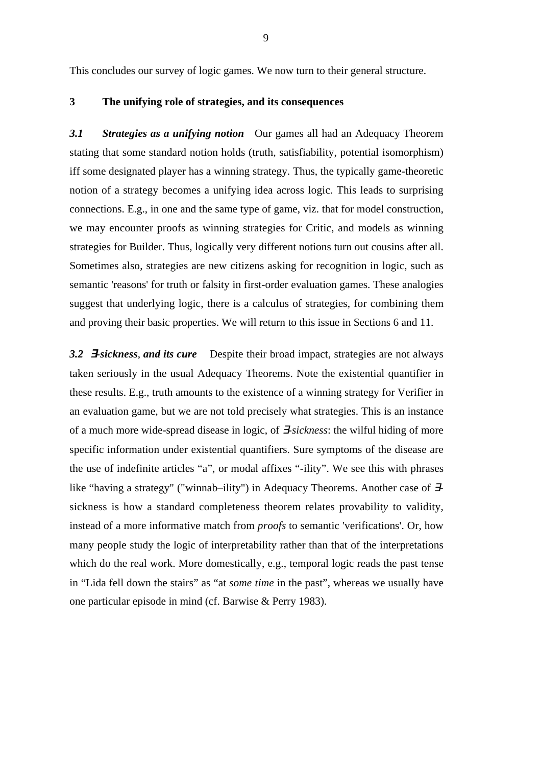This concludes our survey of logic games. We now turn to their general structure.

## 3 The unifying role of strategies, and its consequences

***3.1 Strategies as a unifying notion*** Our games all had an Adequacy Theorem stating that some standard notion holds (truth, satisfiability, potential isomorphism) iff some designated player has a winning strategy. Thus, the typically game-theoretic notion of a strategy becomes a unifying idea across logic. This leads to surprising connections. E.g., in one and the same type of game, viz. that for model construction, we may encounter proofs as winning strategies for Critic, and models as winning strategies for Builder. Thus, logically very different notions turn out cousins after all. Sometimes also, strategies are new citizens asking for recognition in logic, such as semantic 'reasons' for truth or falsity in first-order evaluation games. These analogies suggest that underlying logic, there is a calculus of strategies, for combining them and proving their basic properties. We will return to this issue in Sections 6 and 11.

***3.2 ∃-sickness, and its cure*** Despite their broad impact, strategies are not always taken seriously in the usual Adequacy Theorems. Note the existential quantifier in these results. E.g., truth amounts to the existence of a winning strategy for Verifier in an evaluation game, but we are not told precisely what strategies. This is an instance of a much more wide-spread disease in logic, of *∃-sickness*: the wilful hiding of more specific information under existential quantifiers. Sure symptoms of the disease are the use of indefinite articles “a”, or modal affixes “-ility”. We see this with phrases like “having a strategy" ("winnab–ility") in Adequacy Theorems. Another case of ∃-sickness is how a standard completeness theorem relates provabilit*y* to validity, instead of a more informative match from *proofs* to semantic 'verifications'. Or, how many people study the logic of interpretability rather than that of the interpretations which do the real work. More domestically, e.g., temporal logic reads the past tense in “Lida fell down the stairs” as “at *some time* in the past”, whereas we usually have one particular episode in mind (cf. Barwise & Perry 1983).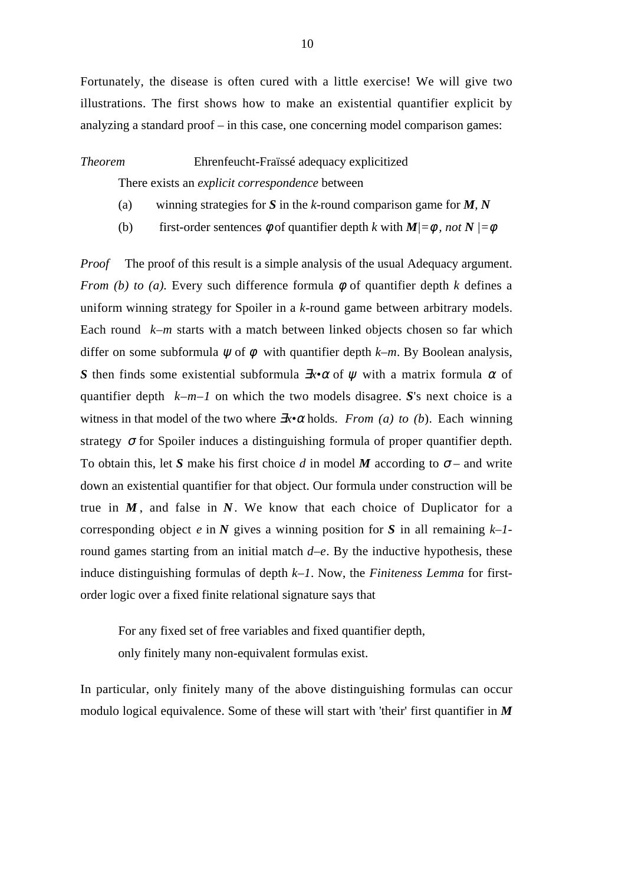Fortunately, the disease is often cured with a little exercise! We will give two illustrations. The first shows how to make an existential quantifier explicit by analyzing a standard proof – in this case, one concerning model comparison games:

*Theorem* Ehrenfeucht-Fraïssé adequacy explicitized

There exists an *explicit correspondence* between

(a) winning strategies for ***S*** in the $k$-round comparison game for ***M***, ***N***

(b) first-order sentences $\phi$ of quantifier depth $k$ with ***M*** $|=\phi$, *not* ***N*** $|=\phi$

*Proof* The proof of this result is a simple analysis of the usual Adequacy argument. *From (b) to (a).* Every such difference formula $\phi$ of quantifier depth $k$ defines a uniform winning strategy for Spoiler in a $k$-round game between arbitrary models. Each round $k–m$ starts with a match between linked objects chosen so far which differ on some subformula $\psi$ of $\phi$ with quantifier depth $k–m$. By Boolean analysis, ***S*** then finds some existential subformula $\exists x \bullet \alpha$ of $\psi$ with a matrix formula $\alpha$ of quantifier depth $k–m–1$ on which the two models disagree. ***S***'s next choice is a witness in that model of the two where $\exists x \bullet \alpha$ holds. *From (a) to (b).* Each winning strategy $\sigma$ for Spoiler induces a distinguishing formula of proper quantifier depth. To obtain this, let ***S*** make his first choice $d$ in model ***M*** according to $\sigma$ – and write down an existential quantifier for that object. Our formula under construction will be true in ***M***, and false in ***N***. We know that each choice of Duplicator for a corresponding object $e$ in ***N*** gives a winning position for ***S*** in all remaining $k–1$-round games starting from an initial match $d–e$. By the inductive hypothesis, these induce distinguishing formulas of depth $k–1$. Now, the *Finiteness Lemma* for first-order logic over a fixed finite relational signature says that

> For any fixed set of free variables and fixed quantifier depth,
> only finitely many non-equivalent formulas exist.

In particular, only finitely many of the above distinguishing formulas can occur modulo logical equivalence. Some of these will start with 'their' first quantifier in ***M***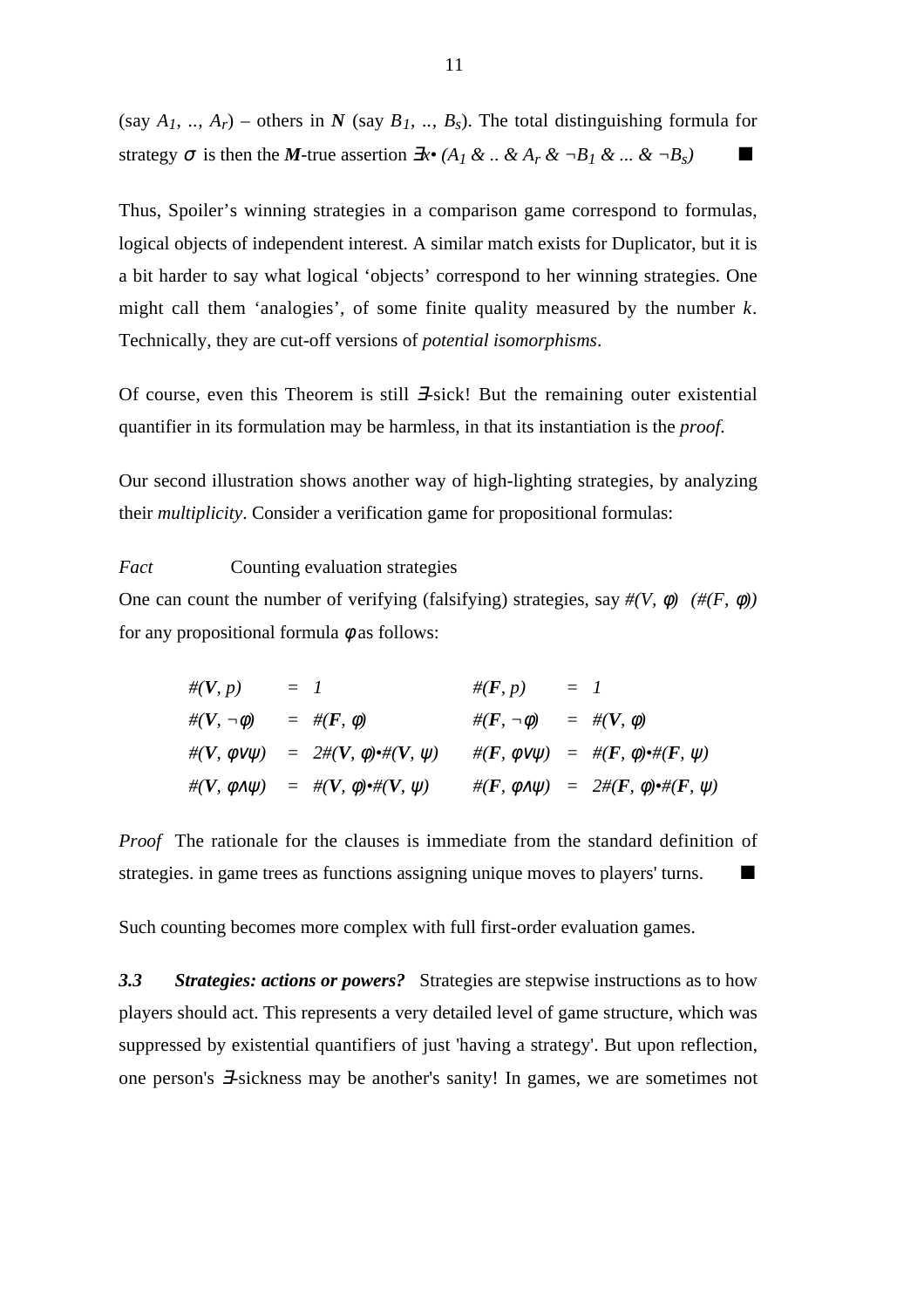(say $A_1$, .., $A_r$) – others in $\boldsymbol{N}$ (say $B_1$, .., $B_s$). The total distinguishing formula for strategy $\sigma$ is then the $\boldsymbol{M}$-true assertion $\exists x \bullet (A_1 \,\&\, .. \,\&\, A_r \,\&\, \neg B_1 \,\&\, ... \,\&\, \neg B_s)$ ■

Thus, Spoiler's winning strategies in a comparison game correspond to formulas, logical objects of independent interest. A similar match exists for Duplicator, but it is a bit harder to say what logical 'objects' correspond to her winning strategies. One might call them 'analogies', of some finite quality measured by the number $k$. Technically, they are cut-off versions of *potential isomorphisms*.

Of course, even this Theorem is still $\exists$-sick! But the remaining outer existential quantifier in its formulation may be harmless, in that its instantiation is the *proof*.

Our second illustration shows another way of high-lighting strategies, by analyzing their *multiplicity*. Consider a verification game for propositional formulas:

*Fact* Counting evaluation strategies

One can count the number of verifying (falsifying) strategies, say $\#(V, \phi)$ $(\#(F, \phi))$ for any propositional formula $\phi$ as follows:

$$
\begin{array}{llllll}
\#(\boldsymbol{V}, p) & = & 1 & \#(\boldsymbol{F}, p) & = & 1 \\
\#(\boldsymbol{V}, \neg\phi) & = & \#(\boldsymbol{F}, \phi) & \#(\boldsymbol{F}, \neg\phi) & = & \#(\boldsymbol{V}, \phi) \\
\#(\boldsymbol{V}, \phi\vee\psi) & = & 2\#(\boldsymbol{V}, \phi)\bullet\#(\boldsymbol{V}, \psi) & \#(\boldsymbol{F}, \phi\vee\psi) & = & \#(\boldsymbol{F}, \phi)\bullet\#(\boldsymbol{F}, \psi) \\
\#(\boldsymbol{V}, \phi\wedge\psi) & = & \#(\boldsymbol{V}, \phi)\bullet\#(\boldsymbol{V}, \psi) & \#(\boldsymbol{F}, \phi\wedge\psi) & = & 2\#(\boldsymbol{F}, \phi)\bullet\#(\boldsymbol{F}, \psi)
\end{array}
$$

*Proof* The rationale for the clauses is immediate from the standard definition of strategies. in game trees as functions assigning unique moves to players' turns. ■

Such counting becomes more complex with full first-order evaluation games.

***3.3 Strategies: actions or powers?*** Strategies are stepwise instructions as to how players should act. This represents a very detailed level of game structure, which was suppressed by existential quantifiers of just 'having a strategy'. But upon reflection, one person's $\exists$-sickness may be another's sanity! In games, we are sometimes not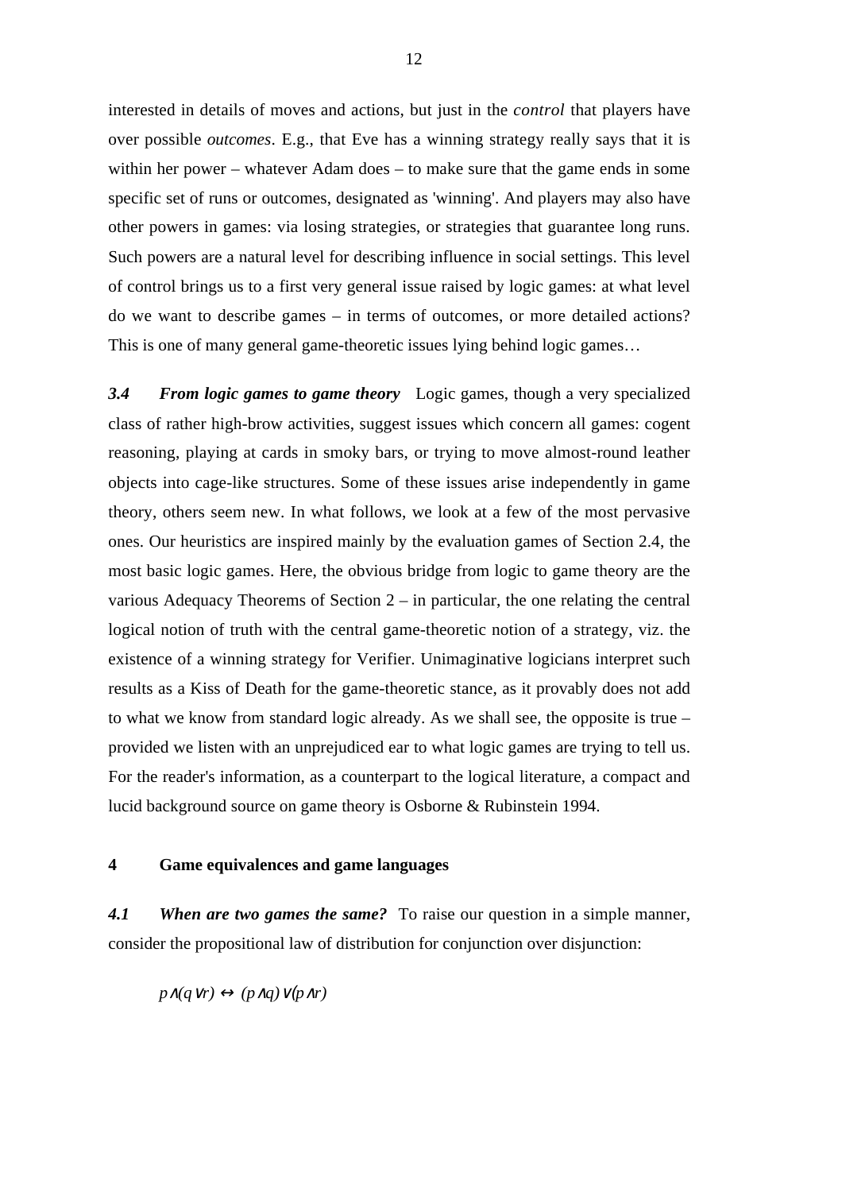interested in details of moves and actions, but just in the *control* that players have over possible *outcomes*. E.g., that Eve has a winning strategy really says that it is within her power – whatever Adam does – to make sure that the game ends in some specific set of runs or outcomes, designated as 'winning'. And players may also have other powers in games: via losing strategies, or strategies that guarantee long runs. Such powers are a natural level for describing influence in social settings. This level of control brings us to a first very general issue raised by logic games: at what level do we want to describe games – in terms of outcomes, or more detailed actions? This is one of many general game-theoretic issues lying behind logic games…

***3.4 From logic games to game theory*** Logic games, though a very specialized class of rather high-brow activities, suggest issues which concern all games: cogent reasoning, playing at cards in smoky bars, or trying to move almost-round leather objects into cage-like structures. Some of these issues arise independently in game theory, others seem new. In what follows, we look at a few of the most pervasive ones. Our heuristics are inspired mainly by the evaluation games of Section 2.4, the most basic logic games. Here, the obvious bridge from logic to game theory are the various Adequacy Theorems of Section 2 – in particular, the one relating the central logical notion of truth with the central game-theoretic notion of a strategy, viz. the existence of a winning strategy for Verifier. Unimaginative logicians interpret such results as a Kiss of Death for the game-theoretic stance, as it provably does not add to what we know from standard logic already. As we shall see, the opposite is true – provided we listen with an unprejudiced ear to what logic games are trying to tell us. For the reader's information, as a counterpart to the logical literature, a compact and lucid background source on game theory is Osborne & Rubinstein 1994.

## 4 Game equivalences and game languages

***4.1 When are two games the same?*** To raise our question in a simple manner, consider the propositional law of distribution for conjunction over disjunction:

$$p \wedge (q \vee r) \leftrightarrow (p \wedge q) \vee (p \wedge r)$$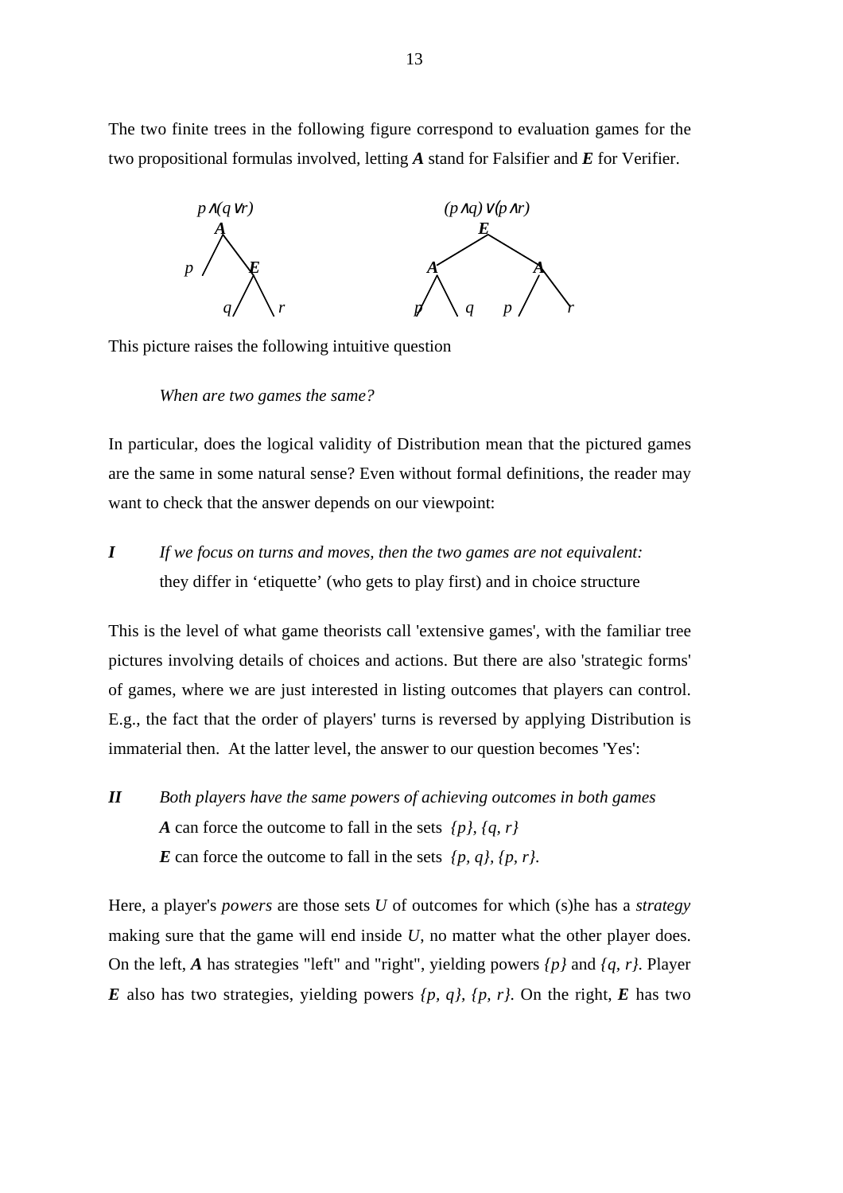The two finite trees in the following figure correspond to evaluation games for the two propositional formulas involved, letting ***A*** stand for Falsifier and ***E*** for Verifier.

```
     p∧(q∨r)                       (p∧q)∨(p∧r)
        A                               E
       / \                            /   \
     p    E                          A     A
         / \                        / \   / \
        q   r                      p   q p   r
```

This picture raises the following intuitive question

> *When are two games the same?*

In particular, does the logical validity of Distribution mean that the pictured games are the same in some natural sense? Even without formal definitions, the reader may want to check that the answer depends on our viewpoint:

***I*** *If we focus on turns and moves, then the two games are not equivalent:* they differ in 'etiquette' (who gets to play first) and in choice structure

This is the level of what game theorists call 'extensive games', with the familiar tree pictures involving details of choices and actions. But there are also 'strategic forms' of games, where we are just interested in listing outcomes that players can control. E.g., the fact that the order of players' turns is reversed by applying Distribution is immaterial then. At the latter level, the answer to our question becomes 'Yes':

***II*** *Both players have the same powers of achieving outcomes in both games*
***A*** can force the outcome to fall in the sets $\{p\}, \{q, r\}$
***E*** can force the outcome to fall in the sets $\{p, q\}, \{p, r\}$.

Here, a player's *powers* are those sets $U$ of outcomes for which (s)he has a *strategy* making sure that the game will end inside $U$, no matter what the other player does. On the left, ***A*** has strategies "left" and "right", yielding powers $\{p\}$ and $\{q, r\}$. Player ***E*** also has two strategies, yielding powers $\{p, q\}, \{p, r\}$. On the right, ***E*** has two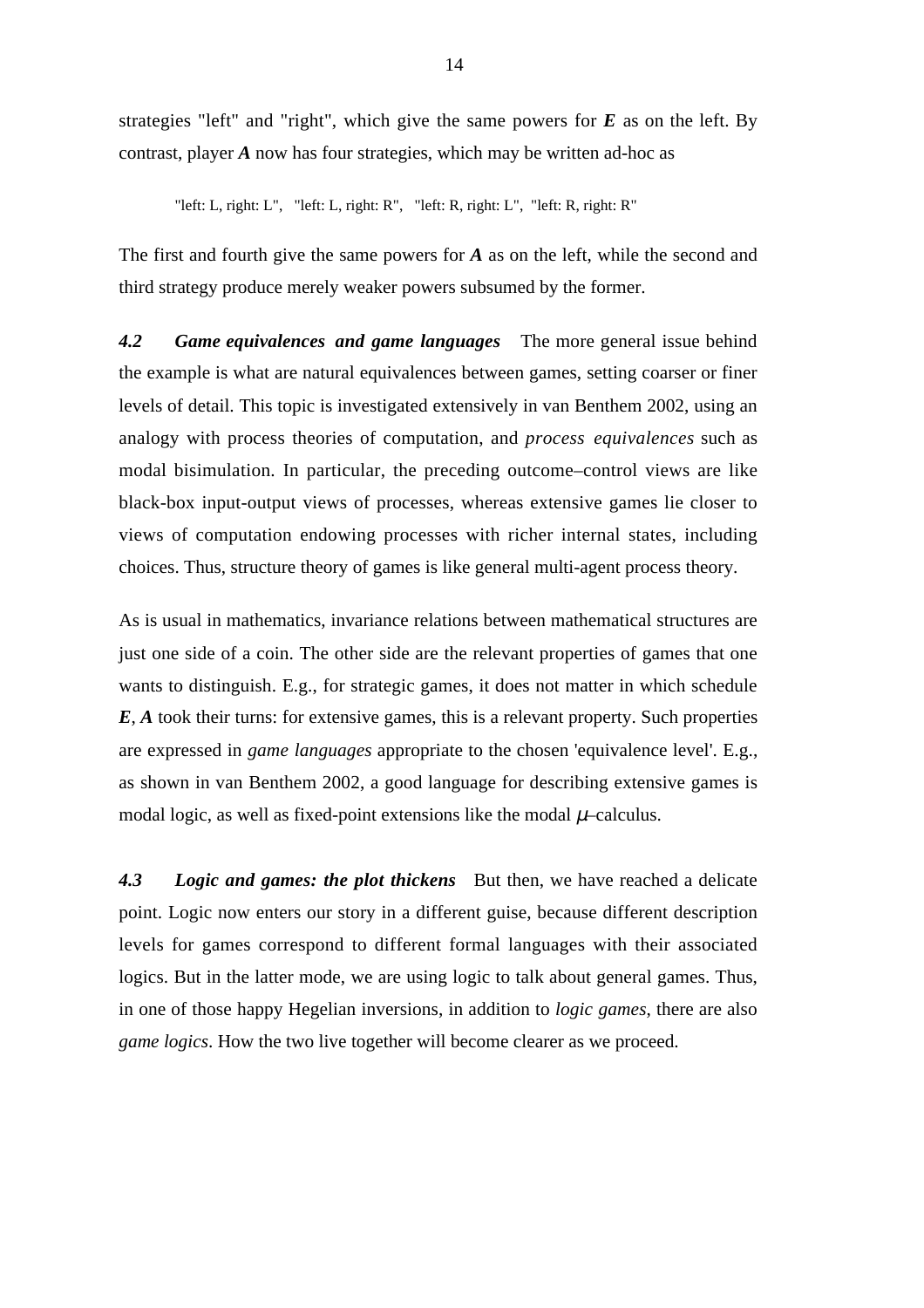strategies "left" and "right", which give the same powers for ***E*** as on the left. By contrast, player ***A*** now has four strategies, which may be written ad-hoc as

"left: L, right: L",   "left: L, right: R",   "left: R, right: L",  "left: R, right: R"

The first and fourth give the same powers for ***A*** as on the left, while the second and third strategy produce merely weaker powers subsumed by the former.

***4.2 Game equivalences and game languages*** The more general issue behind the example is what are natural equivalences between games, setting coarser or finer levels of detail. This topic is investigated extensively in van Benthem 2002, using an analogy with process theories of computation, and *process equivalences* such as modal bisimulation. In particular, the preceding outcome–control views are like black-box input-output views of processes, whereas extensive games lie closer to views of computation endowing processes with richer internal states, including choices. Thus, structure theory of games is like general multi-agent process theory.

As is usual in mathematics, invariance relations between mathematical structures are just one side of a coin. The other side are the relevant properties of games that one wants to distinguish. E.g., for strategic games, it does not matter in which schedule ***E***, ***A*** took their turns: for extensive games, this is a relevant property. Such properties are expressed in *game languages* appropriate to the chosen 'equivalence level'. E.g., as shown in van Benthem 2002, a good language for describing extensive games is modal logic, as well as fixed-point extensions like the modal $\mu$–calculus.

***4.3 Logic and games: the plot thickens*** But then, we have reached a delicate point. Logic now enters our story in a different guise, because different description levels for games correspond to different formal languages with their associated logics. But in the latter mode, we are using logic to talk about general games. Thus, in one of those happy Hegelian inversions, in addition to *logic games*, there are also *game logics*. How the two live together will become clearer as we proceed.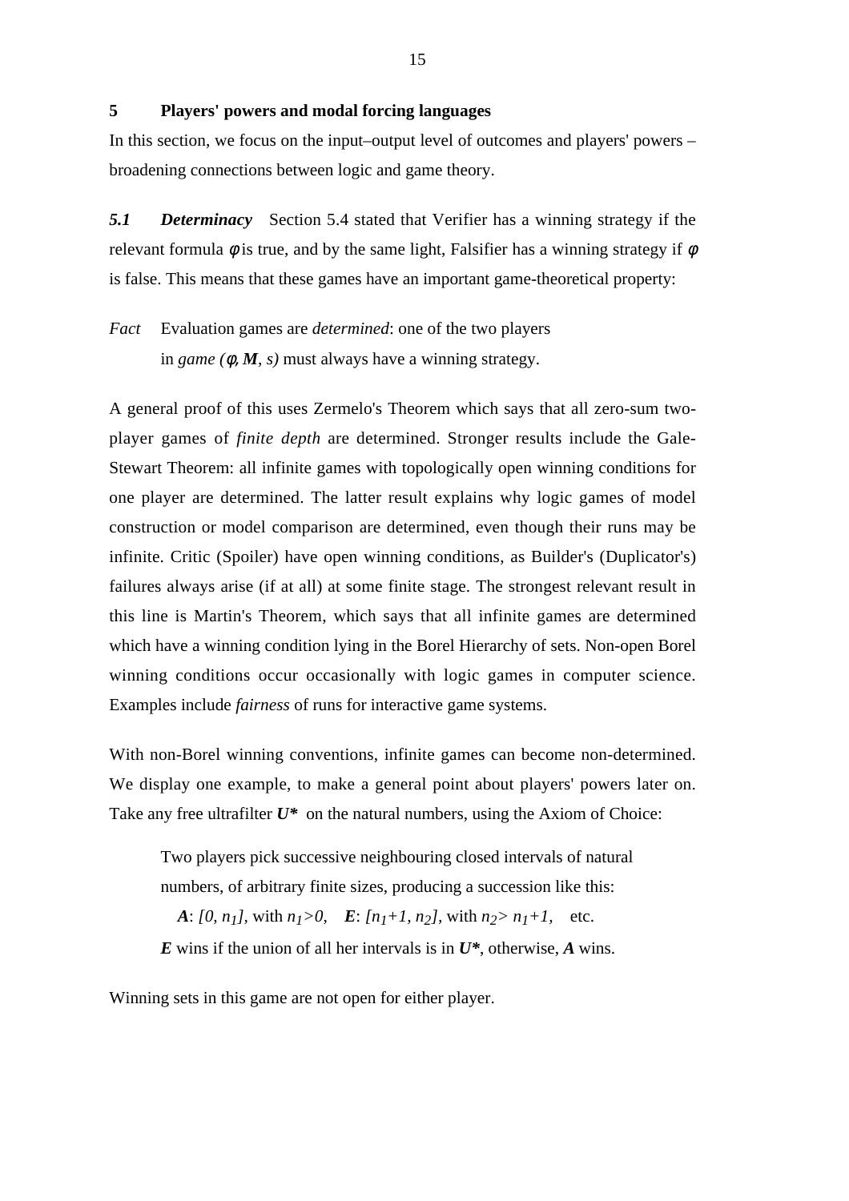## 5 Players' powers and modal forcing languages

In this section, we focus on the input–output level of outcomes and players' powers – broadening connections between logic and game theory.

***5.1 Determinacy*** Section 5.4 stated that Verifier has a winning strategy if the relevant formula $\phi$ is true, and by the same light, Falsifier has a winning strategy if $\phi$ is false. This means that these games have an important game-theoretical property:

*Fact* Evaluation games are *determined*: one of the two players in *game* $(\phi, \boldsymbol{M}, s)$ must always have a winning strategy.

A general proof of this uses Zermelo's Theorem which says that all zero-sum two-player games of *finite depth* are determined. Stronger results include the Gale-Stewart Theorem: all infinite games with topologically open winning conditions for one player are determined. The latter result explains why logic games of model construction or model comparison are determined, even though their runs may be infinite. Critic (Spoiler) have open winning conditions, as Builder's (Duplicator's) failures always arise (if at all) at some finite stage. The strongest relevant result in this line is Martin's Theorem, which says that all infinite games are determined which have a winning condition lying in the Borel Hierarchy of sets. Non-open Borel winning conditions occur occasionally with logic games in computer science. Examples include *fairness* of runs for interactive game systems.

With non-Borel winning conventions, infinite games can become non-determined. We display one example, to make a general point about players' powers later on. Take any free ultrafilter $\boldsymbol{U^*}$ on the natural numbers, using the Axiom of Choice:

> Two players pick successive neighbouring closed intervals of natural numbers, of arbitrary finite sizes, producing a succession like this:
>
> $\boldsymbol{A}$: $[0, n_1]$, with $n_1>0$, $\boldsymbol{E}$: $[n_1+1, n_2]$, with $n_2> n_1+1$, etc.
>
> $\boldsymbol{E}$ wins if the union of all her intervals is in $\boldsymbol{U^*}$, otherwise, $\boldsymbol{A}$ wins.

Winning sets in this game are not open for either player.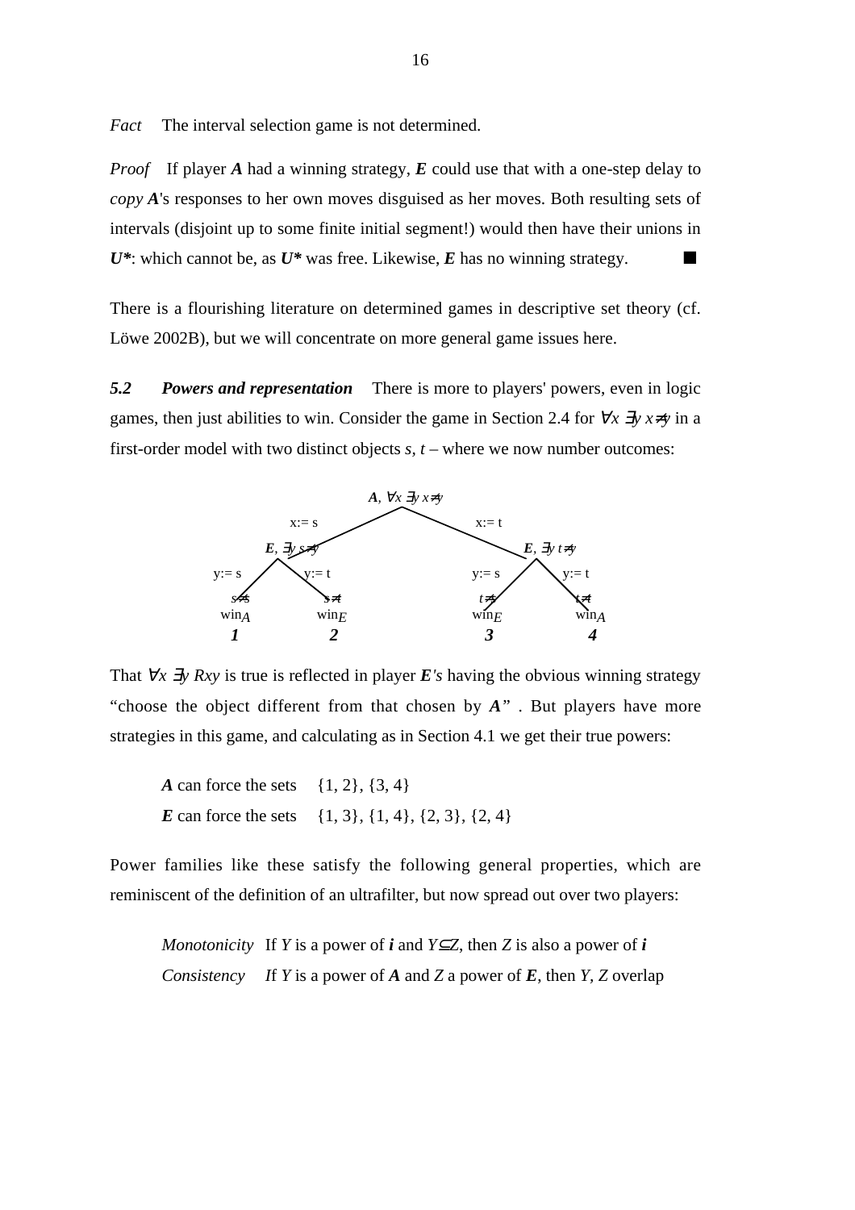*Fact* The interval selection game is not determined.

*Proof* If player ***A*** had a winning strategy, ***E*** could use that with a one-step delay to *copy* ***A***'s responses to her own moves disguised as her moves. Both resulting sets of intervals (disjoint up to some finite initial segment!) would then have their unions in ***U****: which cannot be, as ***U**** was free. Likewise, ***E*** has no winning strategy. ■

There is a flourishing literature on determined games in descriptive set theory (cf. Löwe 2002B), but we will concentrate on more general game issues here.

***5.2 Powers and representation*** There is more to players' powers, even in logic games, then just abilities to win. Consider the game in Section 2.4 for $\forall x\ \exists y\ x{\neq}y$ in a first-order model with two distinct objects *s*, *t* – where we now number outcomes:

```
                       A, ∀x ∃y x≠y
              x:= s                  x:= t
        E, ∃y s≠y                          E, ∃y t≠y
    y:= s       y:= t                  y:= s       y:= t
    s≠s         s≠t                    t≠s         t≠t
    winA        winE                   winE        winA
     1           2                      3           4
```

That $\forall x\ \exists y\ Rxy$ is true is reflected in player ***E's*** having the obvious winning strategy "choose the object different from that chosen by ***A***" . But players have more strategies in this game, and calculating as in Section 4.1 we get their true powers:

> ***A*** can force the sets {1, 2}, {3, 4}
> ***E*** can force the sets {1, 3}, {1, 4}, {2, 3}, {2, 4}

Power families like these satisfy the following general properties, which are reminiscent of the definition of an ultrafilter, but now spread out over two players:

> *Monotonicity* If *Y* is a power of ***i*** and $Y \subseteq Z$, then *Z* is also a power of ***i***
> *Consistency* If *Y* is a power of ***A*** and *Z* a power of ***E***, then *Y*, *Z* overlap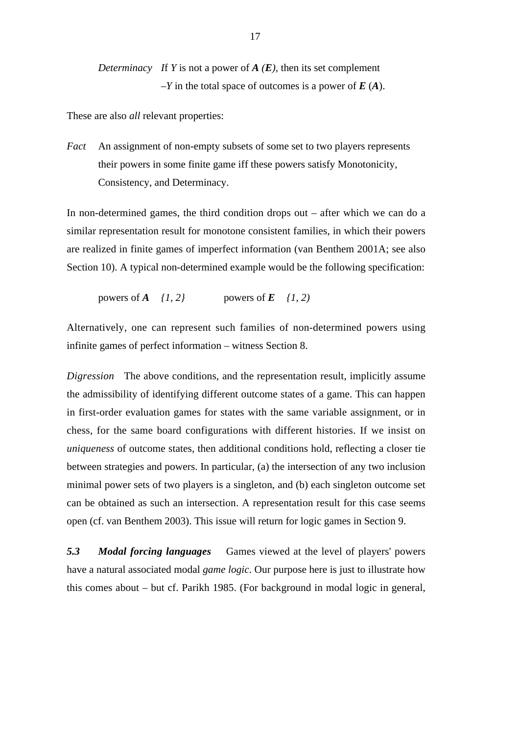*Determinacy* If *Y* is not a power of ***A*** *(**E**)*, then its set complement –*Y* in the total space of outcomes is a power of ***E*** (***A***).

These are also *all* relevant properties:

*Fact* An assignment of non-empty subsets of some set to two players represents their powers in some finite game iff these powers satisfy Monotonicity, Consistency, and Determinacy.

In non-determined games, the third condition drops out – after which we can do a similar representation result for monotone consistent families, in which their powers are realized in finite games of imperfect information (van Benthem 2001A; see also Section 10). A typical non-determined example would be the following specification:

powers of ***A*** *{1, 2}* powers of ***E*** *{1, 2)*

Alternatively, one can represent such families of non-determined powers using infinite games of perfect information – witness Section 8.

*Digression* The above conditions, and the representation result, implicitly assume the admissibility of identifying different outcome states of a game. This can happen in first-order evaluation games for states with the same variable assignment, or in chess, for the same board configurations with different histories. If we insist on *uniqueness* of outcome states, then additional conditions hold, reflecting a closer tie between strategies and powers. In particular, (a) the intersection of any two inclusion minimal power sets of two players is a singleton, and (b) each singleton outcome set can be obtained as such an intersection. A representation result for this case seems open (cf. van Benthem 2003). This issue will return for logic games in Section 9.

***5.3 Modal forcing languages*** Games viewed at the level of players' powers have a natural associated modal *game logic*. Our purpose here is just to illustrate how this comes about – but cf. Parikh 1985. (For background in modal logic in general,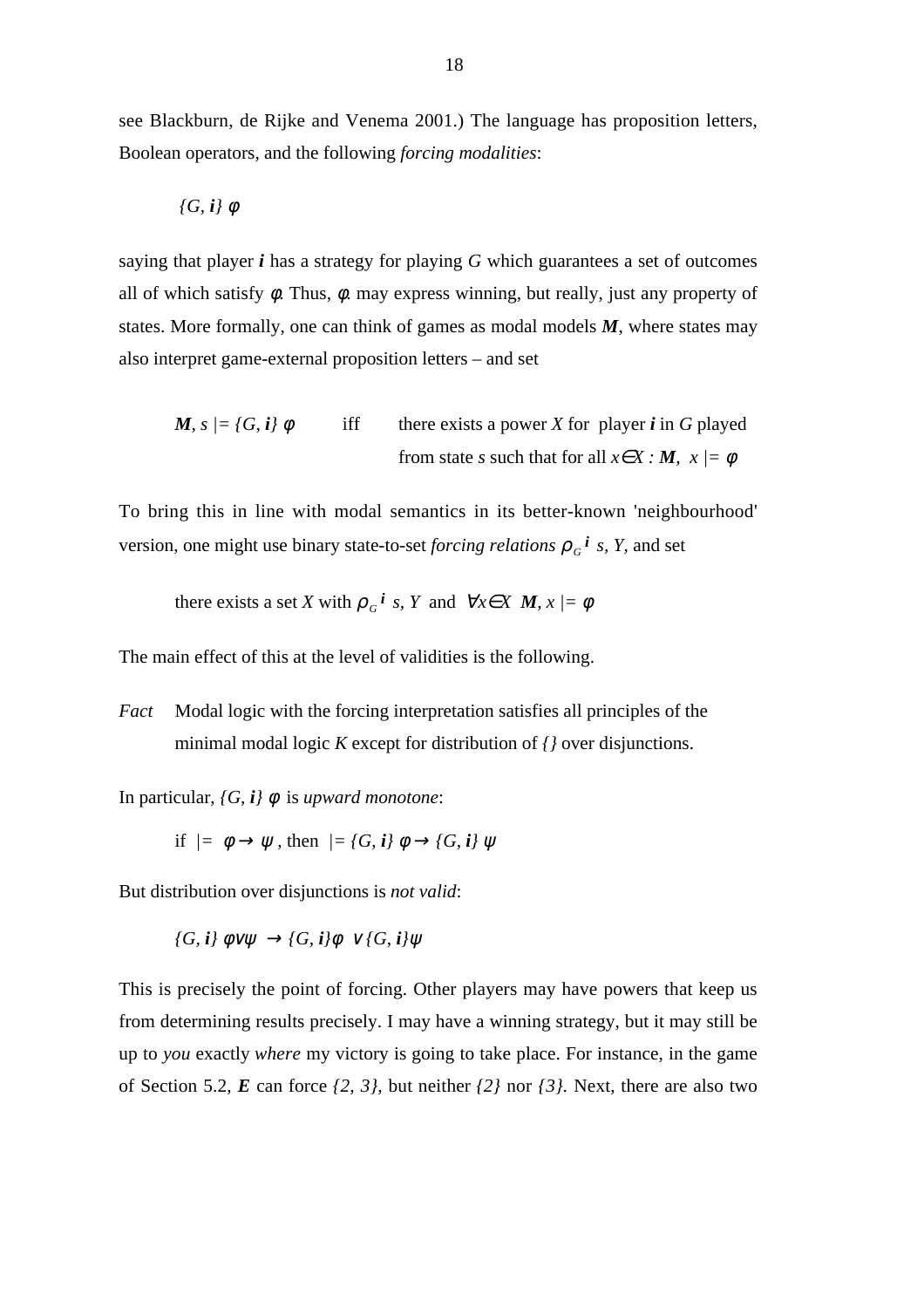see Blackburn, de Rijke and Venema 2001.) The language has proposition letters, Boolean operators, and the following *forcing modalities*:

$$\{G, \boldsymbol{i}\}\ \varphi$$

saying that player $\boldsymbol{i}$ has a strategy for playing $G$ which guarantees a set of outcomes all of which satisfy $\varphi$. Thus, $\varphi$ may express winning, but really, just any property of states. More formally, one can think of games as modal models $\boldsymbol{M}$, where states may also interpret game-external proposition letters – and set

$$\boldsymbol{M}, s \models \{G, \boldsymbol{i}\}\ \varphi \quad \text{iff} \quad \text{there exists a power } X \text{ for player } \boldsymbol{i} \text{ in } G \text{ played from state } s \text{ such that for all } x \in X : \boldsymbol{M}, x \models \varphi$$

To bring this in line with modal semantics in its better-known 'neighbourhood' version, one might use binary state-to-set *forcing relations* $\rho_G{}^{\boldsymbol{i}}\ s, Y$, and set

$$\text{there exists a set } X \text{ with } \rho_G{}^{\boldsymbol{i}}\ s, Y \text{ and } \forall x \in X\ \ \boldsymbol{M}, x \models \varphi$$

The main effect of this at the level of validities is the following.

*Fact* Modal logic with the forcing interpretation satisfies all principles of the minimal modal logic $K$ except for distribution of $\{\}$ over disjunctions.

In particular, $\{G, \boldsymbol{i}\}\ \varphi$ is *upward monotone*:

$$\text{if } \models\ \varphi \to \psi, \text{ then } \models \{G, \boldsymbol{i}\}\ \varphi \to \{G, \boldsymbol{i}\}\ \psi$$

But distribution over disjunctions is *not valid*:

$$\{G, \boldsymbol{i}\}\ \varphi \vee \psi\ \to \{G, \boldsymbol{i}\}\varphi\ \vee \{G, \boldsymbol{i}\}\psi$$

This is precisely the point of forcing. Other players may have powers that keep us from determining results precisely. I may have a winning strategy, but it may still be up to *you* exactly *where* my victory is going to take place. For instance, in the game of Section 5.2, $\boldsymbol{E}$ can force $\{2, 3\}$, but neither $\{2\}$ nor $\{3\}$. Next, there are also two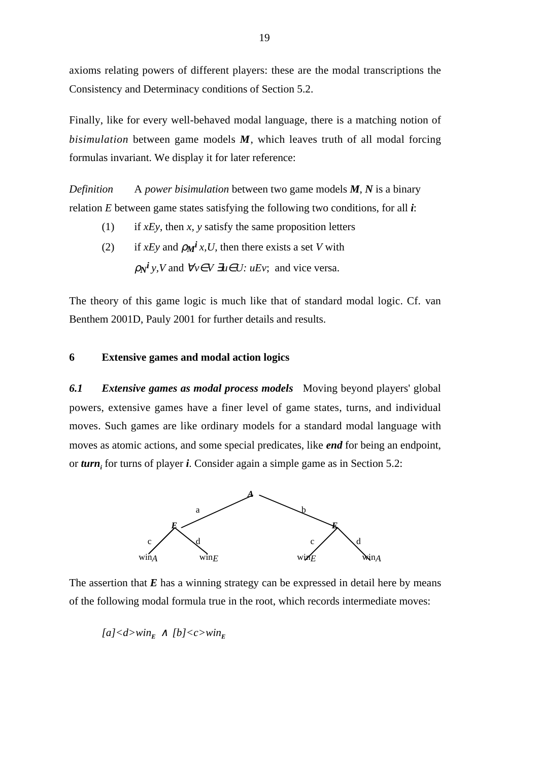axioms relating powers of different players: these are the modal transcriptions the Consistency and Determinacy conditions of Section 5.2.

Finally, like for every well-behaved modal language, there is a matching notion of *bisimulation* between game models ***M***, which leaves truth of all modal forcing formulas invariant. We display it for later reference:

*Definition* A *power bisimulation* between two game models ***M***, ***N*** is a binary relation *E* between game states satisfying the following two conditions, for all ***i***:

(1) if $xEy$, then $x, y$ satisfy the same proposition letters

(2) if $xEy$ and $\rho_M^i\, x,U$, then there exists a set $V$ with $\rho_N^i\, y,V$ and $\forall v \in V\ \exists u \in U: uEv$; and vice versa.

The theory of this game logic is much like that of standard modal logic. Cf. van Benthem 2001D, Pauly 2001 for further details and results.

## 6 Extensive games and modal action logics

***6.1 Extensive games as modal process models*** Moving beyond players' global powers, extensive games have a finer level of game states, turns, and individual moves. Such games are like ordinary models for a standard modal language with moves as atomic actions, and some special predicates, like ***end*** for being an endpoint, or $\boldsymbol{turn_i}$ for turns of player ***i***. Consider again a simple game as in Section 5.2:

```
                    A
              a /       \ b
               E           E
          c /   \ d    c /   \ d
        win_A  win_E  win_E  win_A
```

The assertion that ***E*** has a winning strategy can be expressed in detail here by means of the following modal formula true in the root, which records intermediate moves:

$$[a]\langle d\rangle win_E \ \wedge\ [b]\langle c\rangle win_E$$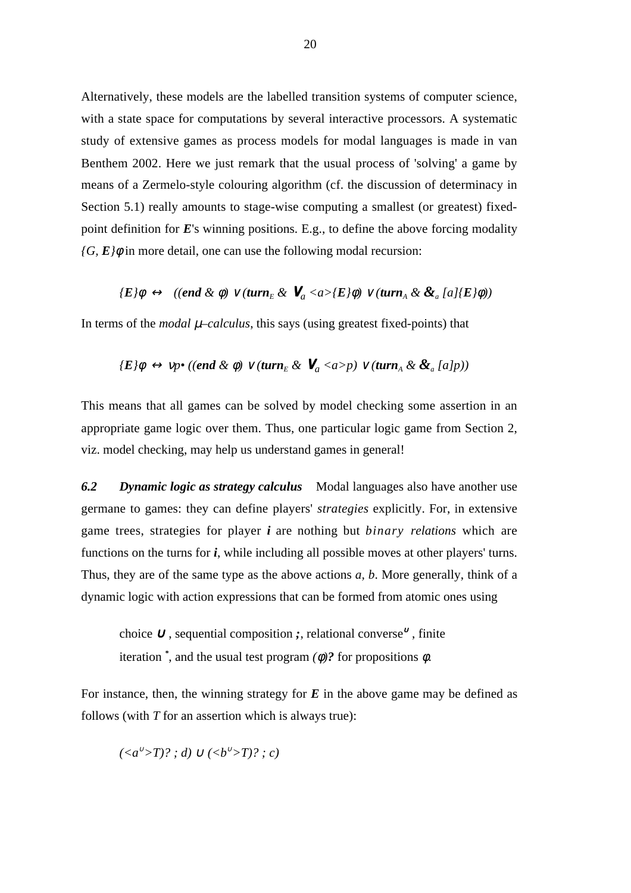Alternatively, these models are the labelled transition systems of computer science, with a state space for computations by several interactive processors. A systematic study of extensive games as process models for modal languages is made in van Benthem 2002. Here we just remark that the usual process of 'solving' a game by means of a Zermelo-style colouring algorithm (cf. the discussion of determinacy in Section 5.1) really amounts to stage-wise computing a smallest (or greatest) fixed-point definition for ***E***'s winning positions. E.g., to define the above forcing modality $\{G, \boldsymbol{E}\}\phi$ in more detail, one can use the following modal recursion:

$$\{\boldsymbol{E}\}\phi \leftrightarrow \;\; ((\boldsymbol{end} \,\&\, \phi) \vee (\boldsymbol{turn}_E \,\&\, \bigvee_a \langle a\rangle\{\boldsymbol{E}\}\phi) \vee (\boldsymbol{turn}_A \,\&\, \&_a\, [a]\{\boldsymbol{E}\}\phi))$$

In terms of the *modal* $\mu$*–calculus*, this says (using greatest fixed-points) that

$$\{\boldsymbol{E}\}\phi \leftrightarrow \nu p \bullet ((\boldsymbol{end} \,\&\, \phi) \vee (\boldsymbol{turn}_E \,\&\, \bigvee_a \langle a\rangle p) \vee (\boldsymbol{turn}_A \,\&\, \&_a\, [a]p))$$

This means that all games can be solved by model checking some assertion in an appropriate game logic over them. Thus, one particular logic game from Section 2, viz. model checking, may help us understand games in general!

***6.2 Dynamic logic as strategy calculus*** Modal languages also have another use germane to games: they can define players' *strategies* explicitly. For, in extensive game trees, strategies for player ***i*** are nothing but *binary relations* which are functions on the turns for ***i***, while including all possible moves at other players' turns. Thus, they are of the same type as the above actions *a, b*. More generally, think of a dynamic logic with action expressions that can be formed from atomic ones using

> choice $\cup$, sequential composition **;**, relational converse$^{\cup}$, finite iteration $^{*}$, and the usual test program $(\phi)?$ for propositions $\phi$.

For instance, then, the winning strategy for ***E*** in the above game may be defined as follows (with *T* for an assertion which is always true):

$$(\langle a^{\cup}\rangle T)?\,;\, d) \cup (\langle b^{\cup}\rangle T)?\,;\, c)$$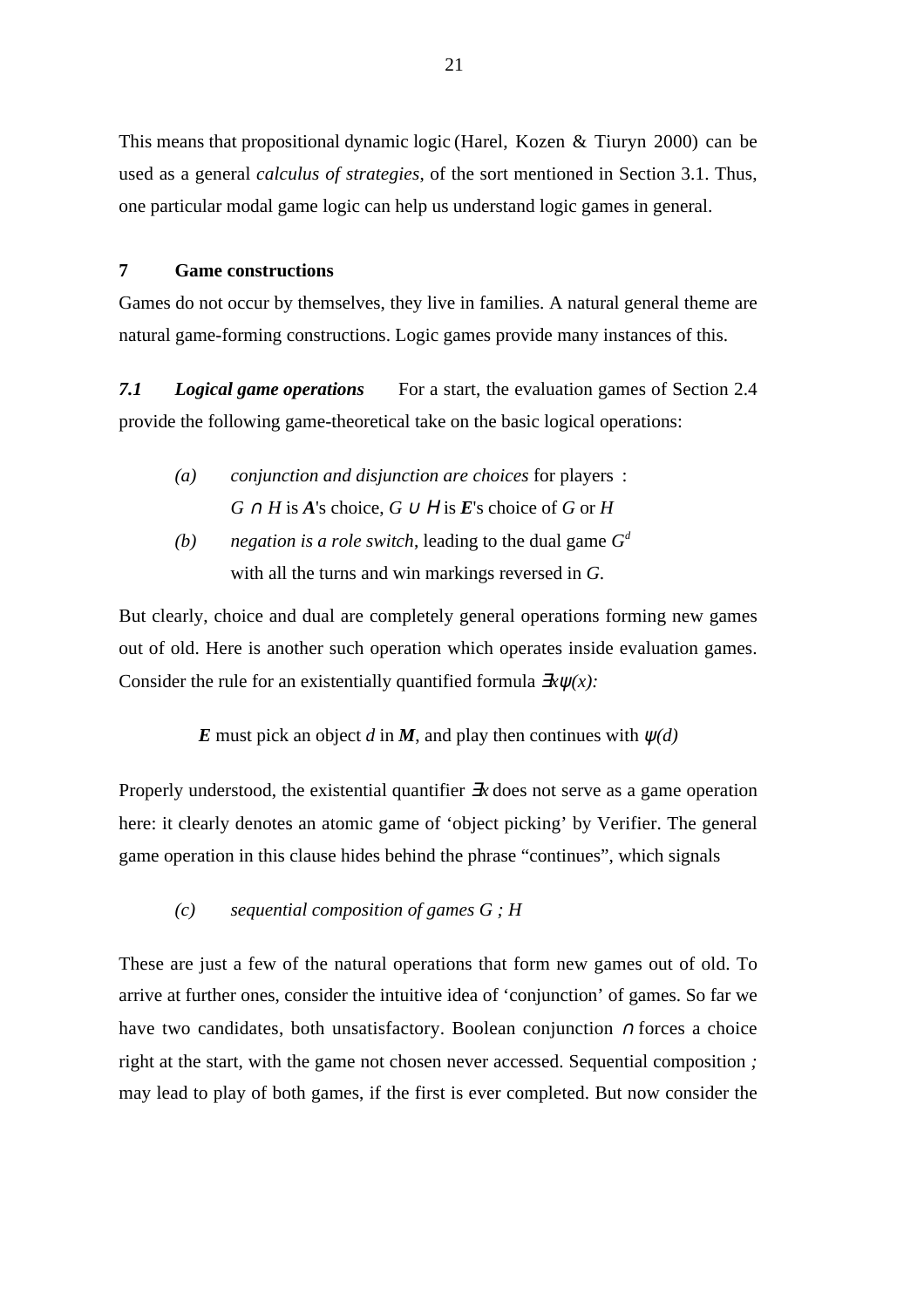This means that propositional dynamic logic (Harel, Kozen & Tiuryn 2000) can be used as a general *calculus of strategies*, of the sort mentioned in Section 3.1. Thus, one particular modal game logic can help us understand logic games in general.

## 7 Game constructions

Games do not occur by themselves, they live in families. A natural general theme are natural game-forming constructions. Logic games provide many instances of this.

***7.1 Logical game operations*** For a start, the evaluation games of Section 2.4 provide the following game-theoretical take on the basic logical operations:

- *(a)* *conjunction and disjunction are choices* for players :
  $G \cap H$ is ***A***'s choice, $G \cup H$ is ***E***'s choice of $G$ or $H$
- *(b)* *negation is a role switch*, leading to the dual game $G^d$
  with all the turns and win markings reversed in $G$.

But clearly, choice and dual are completely general operations forming new games out of old. Here is another such operation which operates inside evaluation games. Consider the rule for an existentially quantified formula $\exists x \psi(x)$:

> ***E*** must pick an object $d$ in ***M***, and play then continues with $\psi(d)$

Properly understood, the existential quantifier $\exists x$ does not serve as a game operation here: it clearly denotes an atomic game of 'object picking' by Verifier. The general game operation in this clause hides behind the phrase "continues", which signals

- *(c)* *sequential composition of games* $G ; H$

These are just a few of the natural operations that form new games out of old. To arrive at further ones, consider the intuitive idea of 'conjunction' of games. So far we have two candidates, both unsatisfactory. Boolean conjunction $\cap$ forces a choice right at the start, with the game not chosen never accessed. Sequential composition *;* may lead to play of both games, if the first is ever completed. But now consider the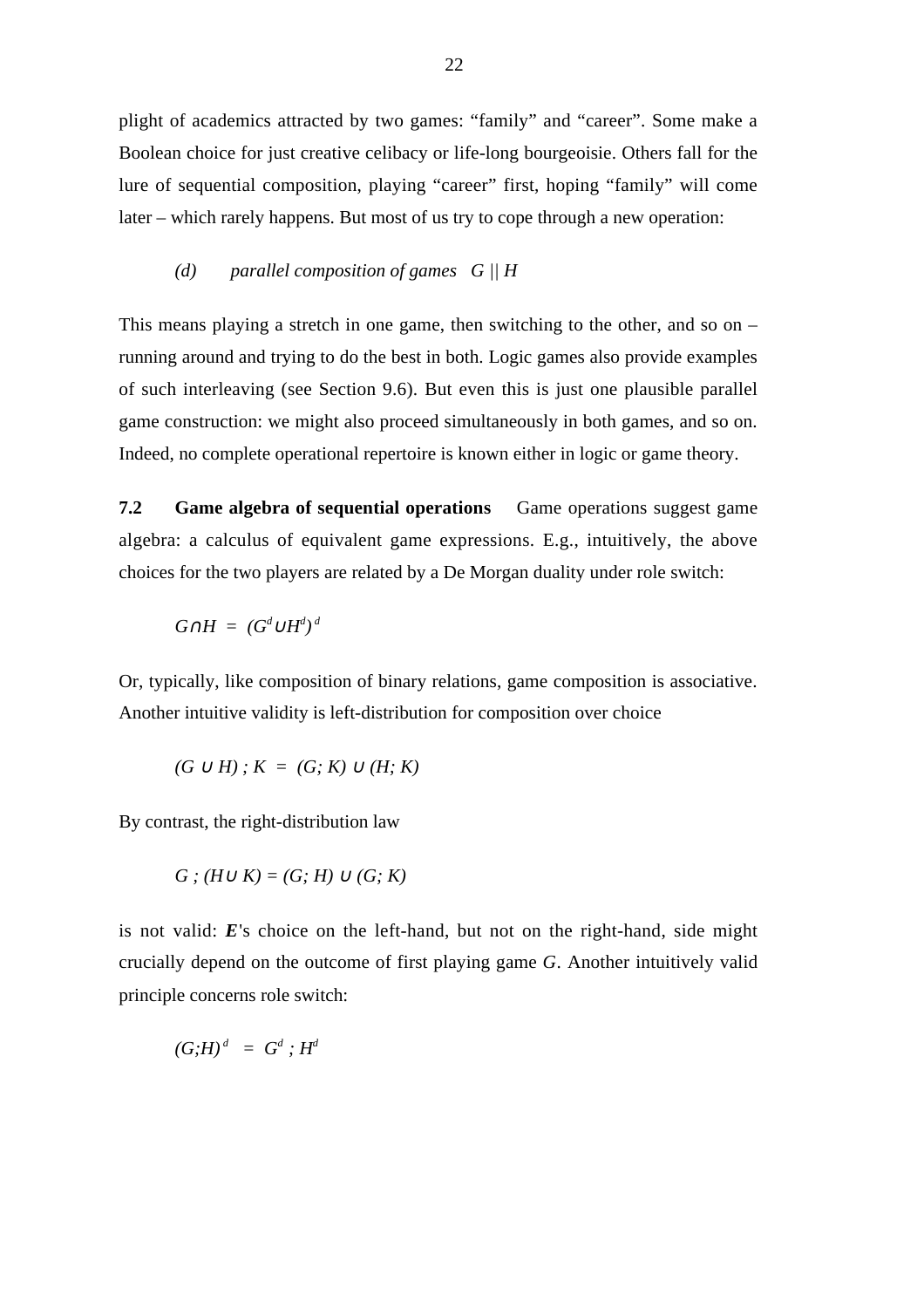plight of academics attracted by two games: “family” and “career”. Some make a Boolean choice for just creative celibacy or life-long bourgeoisie. Others fall for the lure of sequential composition, playing “career” first, hoping “family” will come later – which rarely happens. But most of us try to cope through a new operation:

*(d)* *parallel composition of games* $G \,||\, H$

This means playing a stretch in one game, then switching to the other, and so on – running around and trying to do the best in both. Logic games also provide examples of such interleaving (see Section 9.6). But even this is just one plausible parallel game construction: we might also proceed simultaneously in both games, and so on. Indeed, no complete operational repertoire is known either in logic or game theory.

**7.2 Game algebra of sequential operations** Game operations suggest game algebra: a calculus of equivalent game expressions. E.g., intuitively, the above choices for the two players are related by a De Morgan duality under role switch:

$$G \cap H \;=\; (G^d \cup H^d)^d$$

Or, typically, like composition of binary relations, game composition is associative. Another intuitive validity is left-distribution for composition over choice

$$(G \cup H)\,;\, K \;=\; (G;\, K) \cup (H;\, K)$$

By contrast, the right-distribution law

$$G\,;\,(H \cup K) = (G;\, H) \cup (G;\, K)$$

is not valid: ***E***'s choice on the left-hand, but not on the right-hand, side might crucially depend on the outcome of first playing game *G*. Another intuitively valid principle concerns role switch:

$$(G;H)^d \;=\; G^d\,;\, H^d$$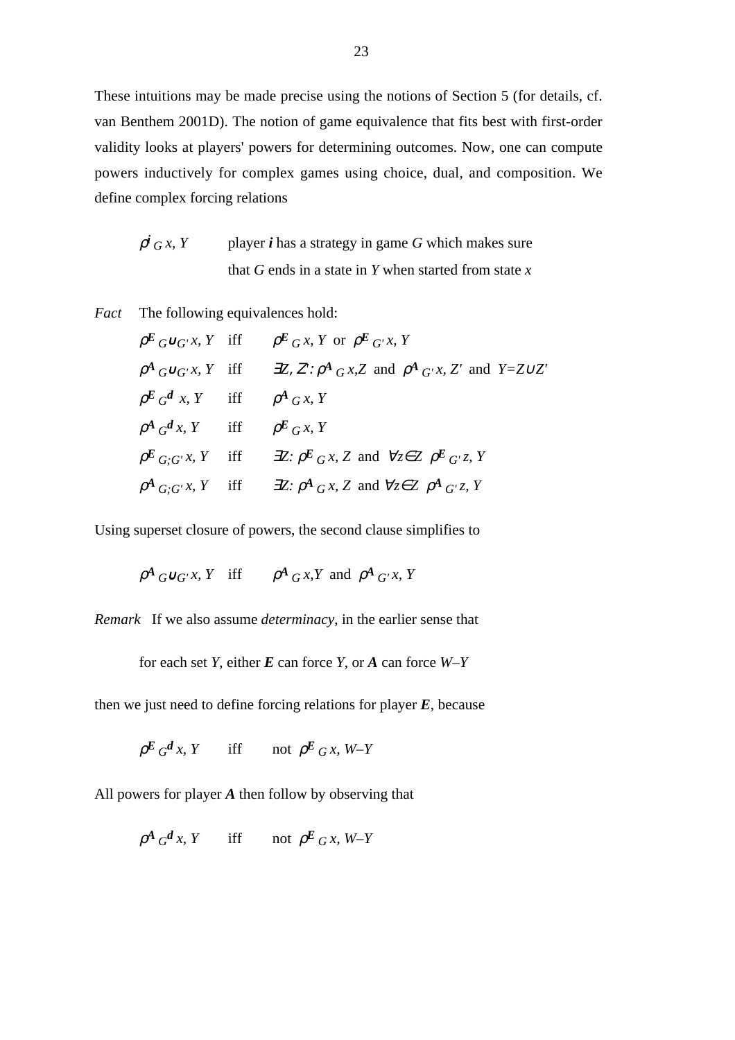These intuitions may be made precise using the notions of Section 5 (for details, cf. van Benthem 2001D). The notion of game equivalence that fits best with first-order validity looks at players' powers for determining outcomes. Now, one can compute powers inductively for complex games using choice, dual, and composition. We define complex forcing relations

$\rho^{i}{}_{G}\, x, Y$ — player $\boldsymbol{i}$ has a strategy in game $G$ which makes sure that $G$ ends in a state in $Y$ when started from state $x$

*Fact* The following equivalences hold:

$$\begin{array}{lll}
\rho^{E}{}_{G\cup G'}\, x, Y & \text{iff} & \rho^{E}{}_{G}\, x, Y \text{ or } \rho^{E}{}_{G'}\, x, Y \\
\rho^{A}{}_{G\cup G'}\, x, Y & \text{iff} & \exists Z, Z': \rho^{A}{}_{G}\, x, Z \text{ and } \rho^{A}{}_{G'}\, x, Z' \text{ and } Y = Z \cup Z' \\
\rho^{E}{}_{G^{d}}\, x, Y & \text{iff} & \rho^{A}{}_{G}\, x, Y \\
\rho^{A}{}_{G^{d}}\, x, Y & \text{iff} & \rho^{E}{}_{G}\, x, Y \\
\rho^{E}{}_{G;G'}\, x, Y & \text{iff} & \exists Z: \rho^{E}{}_{G}\, x, Z \text{ and } \forall z \in Z\ \rho^{E}{}_{G'}\, z, Y \\
\rho^{A}{}_{G;G'}\, x, Y & \text{iff} & \exists Z: \rho^{A}{}_{G}\, x, Z \text{ and } \forall z \in Z\ \rho^{A}{}_{G'}\, z, Y
\end{array}$$

Using superset closure of powers, the second clause simplifies to

$$\rho^{A}{}_{G\cup G'}\, x, Y \quad \text{iff} \quad \rho^{A}{}_{G}\, x, Y \text{ and } \rho^{A}{}_{G'}\, x, Y$$

*Remark* If we also assume *determinacy*, in the earlier sense that

for each set $Y$, either $\boldsymbol{E}$ can force $Y$, or $\boldsymbol{A}$ can force $W-Y$

then we just need to define forcing relations for player $\boldsymbol{E}$, because

$$\rho^{E}{}_{G^{d}}\, x, Y \quad \text{iff} \quad \text{not } \rho^{E}{}_{G}\, x, W-Y$$

All powers for player $\boldsymbol{A}$ then follow by observing that

$$\rho^{A}{}_{G^{d}}\, x, Y \quad \text{iff} \quad \text{not } \rho^{E}{}_{G}\, x, W-Y$$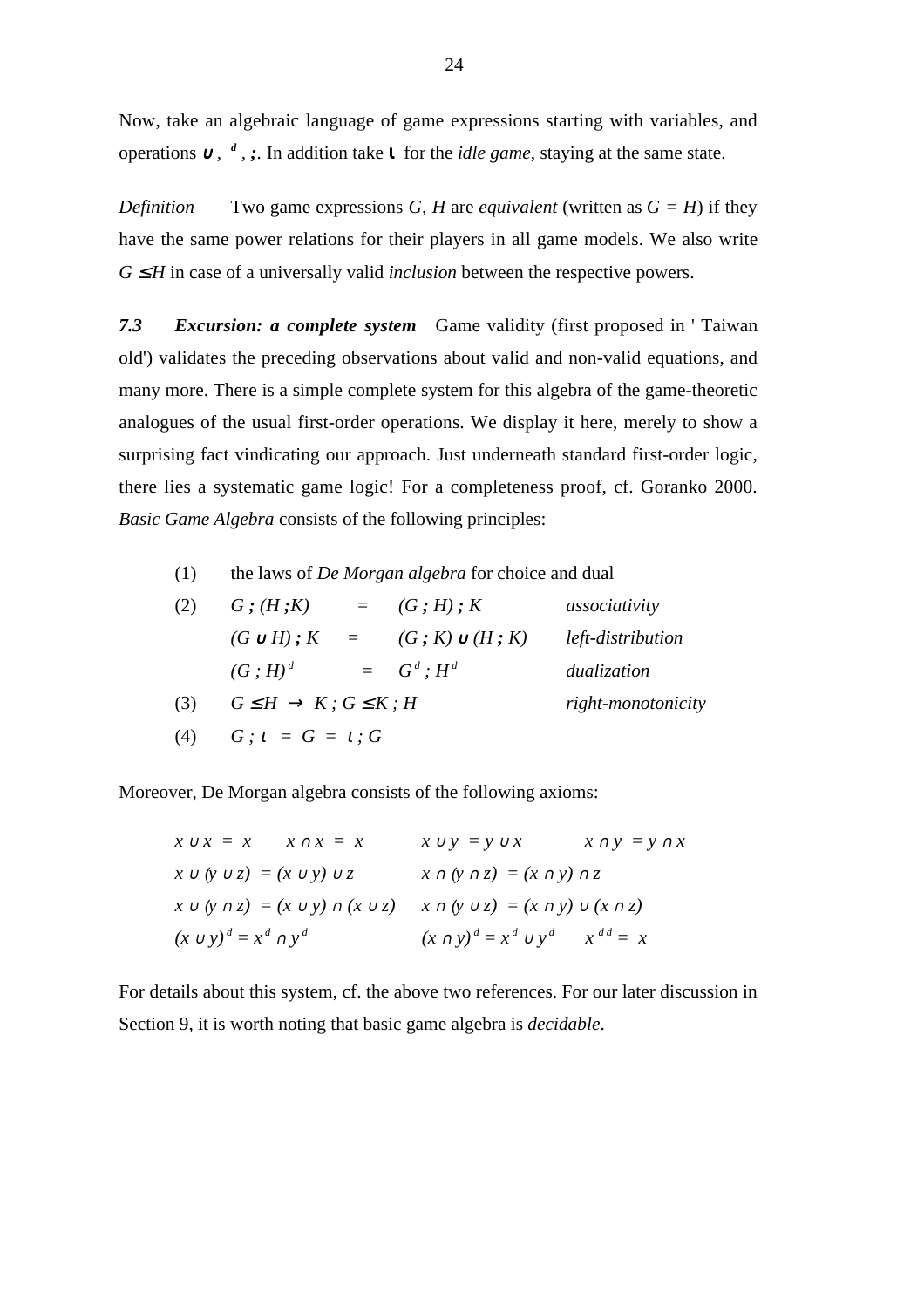Now, take an algebraic language of game expressions starting with variables, and operations $\cup$, $^d$, $;$. In addition take $\iota$ for the *idle game*, staying at the same state.

*Definition* Two game expressions $G$, $H$ are *equivalent* (written as $G = H$) if they have the same power relations for their players in all game models. We also write $G \leq H$ in case of a universally valid *inclusion* between the respective powers.

***7.3 Excursion: a complete system*** Game validity (first proposed in ' Taiwan old') validates the preceding observations about valid and non-valid equations, and many more. There is a simple complete system for this algebra of the game-theoretic analogues of the usual first-order operations. We display it here, merely to show a surprising fact vindicating our approach. Just underneath standard first-order logic, there lies a systematic game logic! For a completeness proof, cf. Goranko 2000. *Basic Game Algebra* consists of the following principles:

(1) the laws of *De Morgan algebra* for choice and dual

(2) $G ; (H ; K) = (G ; H) ; K$ *associativity*

$(G \cup H) ; K = (G ; K) \cup (H ; K)$ *left-distribution*

$(G ; H)^d = G^d ; H^d$ *dualization*

(3) $G \leq H \rightarrow K ; G \leq K ; H$ *right-monotonicity*

(4) $G ; \iota = G = \iota ; G$

Moreover, De Morgan algebra consists of the following axioms:

$$x \cup x = x \qquad x \cap x = x \qquad x \cup y = y \cup x \qquad x \cap y = y \cap x$$

$$x \cup (y \cup z) = (x \cup y) \cup z \qquad x \cap (y \cap z) = (x \cap y) \cap z$$

$$x \cup (y \cap z) = (x \cup y) \cap (x \cup z) \qquad x \cap (y \cup z) = (x \cap y) \cup (x \cap z)$$

$$(x \cup y)^d = x^d \cap y^d \qquad (x \cap y)^d = x^d \cup y^d \qquad x^{dd} = x$$

For details about this system, cf. the above two references. For our later discussion in Section 9, it is worth noting that basic game algebra is *decidable*.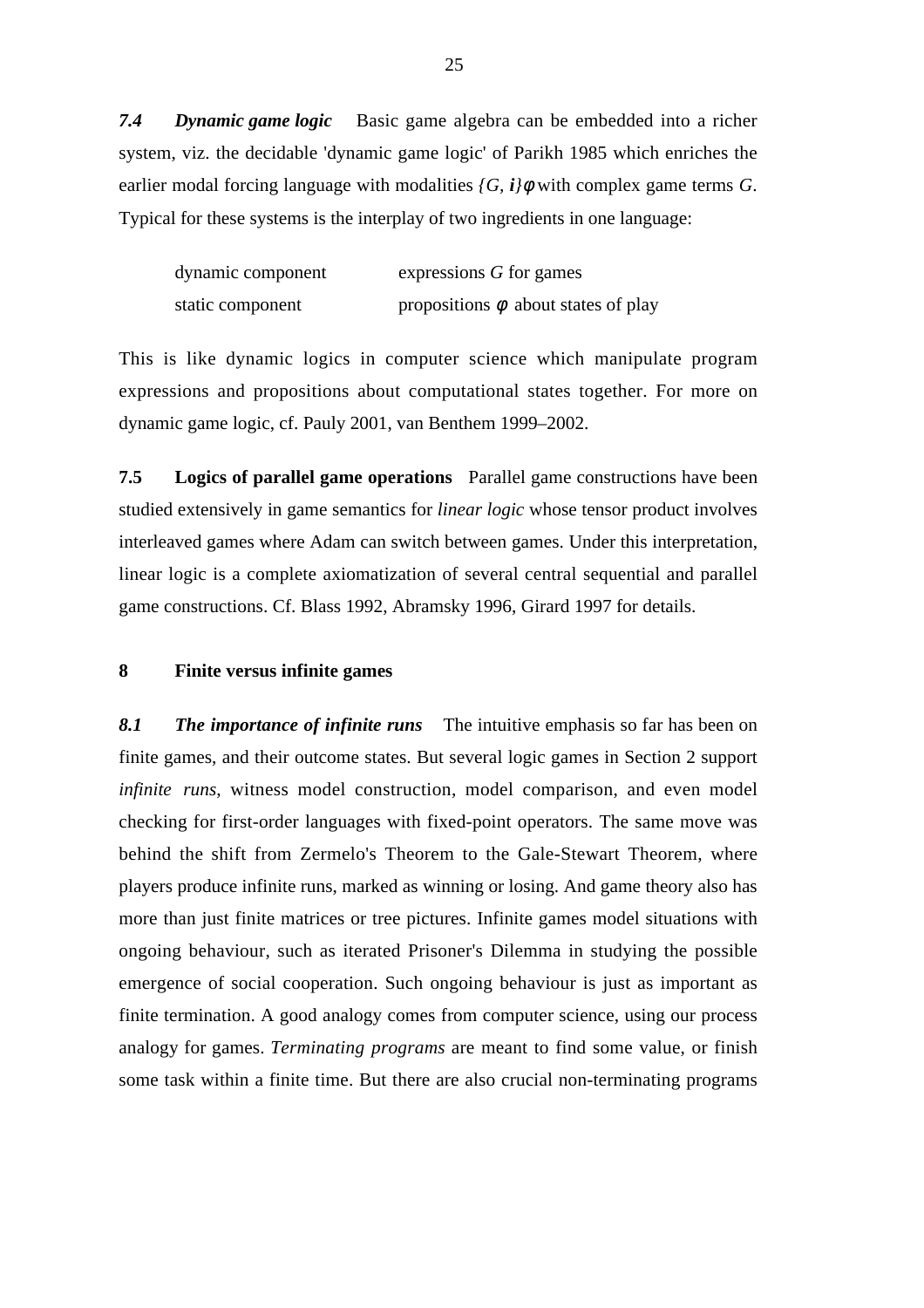***7.4 Dynamic game logic*** Basic game algebra can be embedded into a richer system, viz. the decidable 'dynamic game logic' of Parikh 1985 which enriches the earlier modal forcing language with modalities $\{G, \mathbf{i}\}\phi$ with complex game terms $G$. Typical for these systems is the interplay of two ingredients in one language:

| | |
|---|---|
| dynamic component | expressions $G$ for games |
| static component | propositions $\phi$ about states of play |

This is like dynamic logics in computer science which manipulate program expressions and propositions about computational states together. For more on dynamic game logic, cf. Pauly 2001, van Benthem 1999–2002.

**7.5 Logics of parallel game operations** Parallel game constructions have been studied extensively in game semantics for *linear logic* whose tensor product involves interleaved games where Adam can switch between games. Under this interpretation, linear logic is a complete axiomatization of several central sequential and parallel game constructions. Cf. Blass 1992, Abramsky 1996, Girard 1997 for details.

## 8 Finite versus infinite games

***8.1 The importance of infinite runs*** The intuitive emphasis so far has been on finite games, and their outcome states. But several logic games in Section 2 support *infinite runs*, witness model construction, model comparison, and even model checking for first-order languages with fixed-point operators. The same move was behind the shift from Zermelo's Theorem to the Gale-Stewart Theorem, where players produce infinite runs, marked as winning or losing. And game theory also has more than just finite matrices or tree pictures. Infinite games model situations with ongoing behaviour, such as iterated Prisoner's Dilemma in studying the possible emergence of social cooperation. Such ongoing behaviour is just as important as finite termination. A good analogy comes from computer science, using our process analogy for games. *Terminating programs* are meant to find some value, or finish some task within a finite time. But there are also crucial non-terminating programs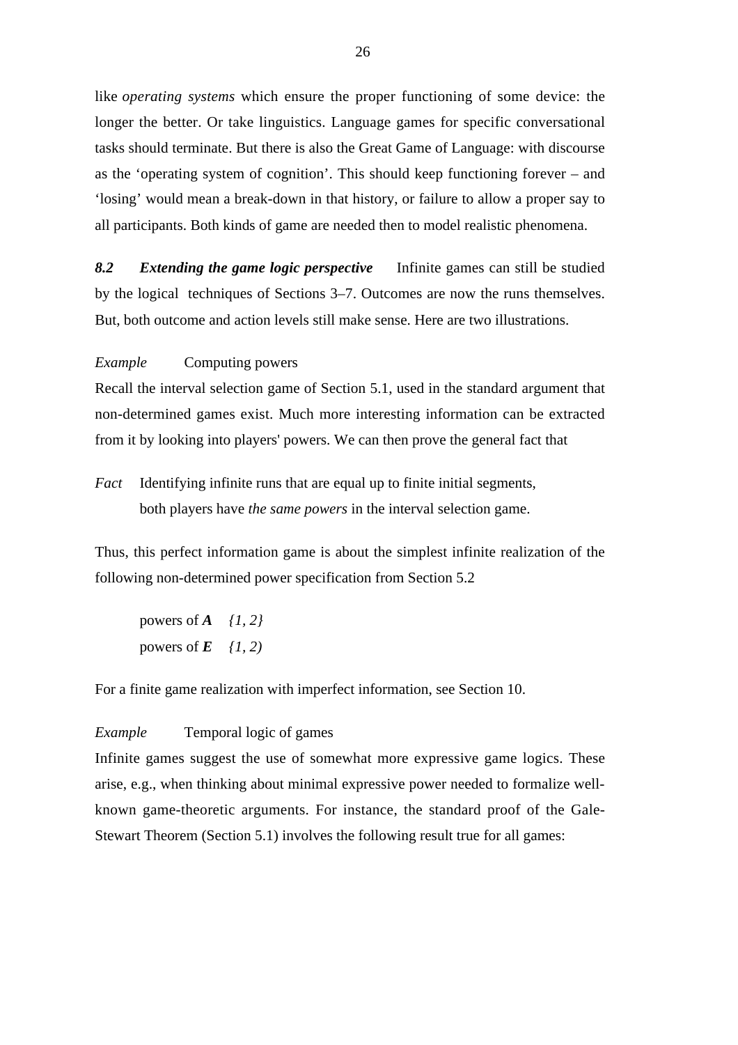like *operating systems* which ensure the proper functioning of some device: the longer the better. Or take linguistics. Language games for specific conversational tasks should terminate. But there is also the Great Game of Language: with discourse as the 'operating system of cognition'. This should keep functioning forever – and 'losing' would mean a break-down in that history, or failure to allow a proper say to all participants. Both kinds of game are needed then to model realistic phenomena.

***8.2 Extending the game logic perspective*** Infinite games can still be studied by the logical techniques of Sections 3–7. Outcomes are now the runs themselves. But, both outcome and action levels still make sense. Here are two illustrations.

*Example* Computing powers

Recall the interval selection game of Section 5.1, used in the standard argument that non-determined games exist. Much more interesting information can be extracted from it by looking into players' powers. We can then prove the general fact that

*Fact* Identifying infinite runs that are equal up to finite initial segments, both players have *the same powers* in the interval selection game.

Thus, this perfect information game is about the simplest infinite realization of the following non-determined power specification from Section 5.2

powers of ***A*** *{1, 2}*
powers of ***E*** *{1, 2)*

For a finite game realization with imperfect information, see Section 10.

*Example* Temporal logic of games

Infinite games suggest the use of somewhat more expressive game logics. These arise, e.g., when thinking about minimal expressive power needed to formalize well-known game-theoretic arguments. For instance, the standard proof of the Gale-Stewart Theorem (Section 5.1) involves the following result true for all games: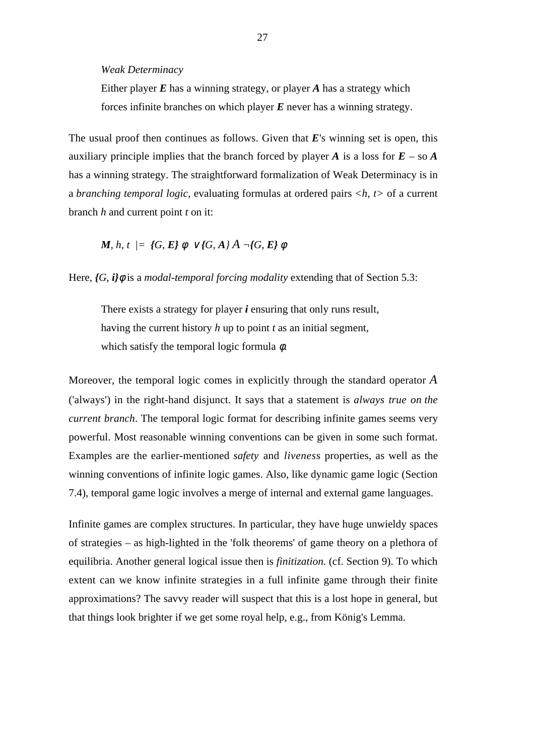*Weak Determinacy*

Either player ***E*** has a winning strategy, or player ***A*** has a strategy which forces infinite branches on which player ***E*** never has a winning strategy.

The usual proof then continues as follows. Given that ***E***'s winning set is open, this auxiliary principle implies that the branch forced by player ***A*** is a loss for ***E*** – so ***A*** has a winning strategy. The straightforward formalization of Weak Determinacy is in a *branching temporal logic*, evaluating formulas at ordered pairs $<h, t>$ of a current branch $h$ and current point $t$ on it:

$$\boldsymbol{M}, h, t \models \{G, \boldsymbol{E}\}\, \phi \;\vee \{G, \boldsymbol{A}\}\, A\, \neg\{G, \boldsymbol{E}\}\, \phi$$

Here, $\{G, \boldsymbol{i}\}\phi$ is a *modal-temporal forcing modality* extending that of Section 5.3:

There exists a strategy for player ***i*** ensuring that only runs result, having the current history $h$ up to point $t$ as an initial segment, which satisfy the temporal logic formula $\phi$.

Moreover, the temporal logic comes in explicitly through the standard operator $A$ ('always') in the right-hand disjunct. It says that a statement is *always true on the current branch*. The temporal logic format for describing infinite games seems very powerful. Most reasonable winning conventions can be given in some such format. Examples are the earlier-mentioned *safety* and *liveness* properties, as well as the winning conventions of infinite logic games. Also, like dynamic game logic (Section 7.4), temporal game logic involves a merge of internal and external game languages.

Infinite games are complex structures. In particular, they have huge unwieldy spaces of strategies – as high-lighted in the 'folk theorems' of game theory on a plethora of equilibria. Another general logical issue then is *finitization.* (cf. Section 9). To which extent can we know infinite strategies in a full infinite game through their finite approximations? The savvy reader will suspect that this is a lost hope in general, but that things look brighter if we get some royal help, e.g., from König's Lemma.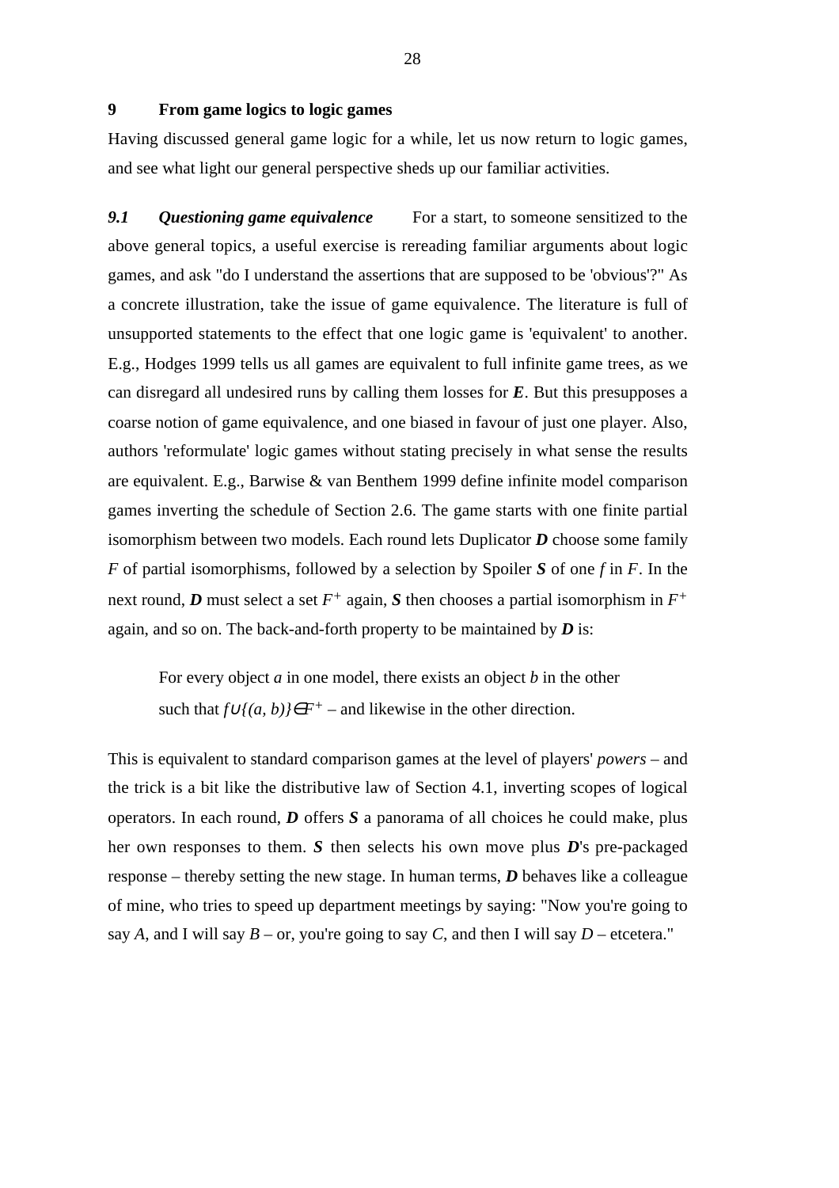## 9 From game logics to logic games

Having discussed general game logic for a while, let us now return to logic games, and see what light our general perspective sheds up our familiar activities.

***9.1 Questioning game equivalence*** For a start, to someone sensitized to the above general topics, a useful exercise is rereading familiar arguments about logic games, and ask "do I understand the assertions that are supposed to be 'obvious'?" As a concrete illustration, take the issue of game equivalence. The literature is full of unsupported statements to the effect that one logic game is 'equivalent' to another. E.g., Hodges 1999 tells us all games are equivalent to full infinite game trees, as we can disregard all undesired runs by calling them losses for ***E***. But this presupposes a coarse notion of game equivalence, and one biased in favour of just one player. Also, authors 'reformulate' logic games without stating precisely in what sense the results are equivalent. E.g., Barwise & van Benthem 1999 define infinite model comparison games inverting the schedule of Section 2.6. The game starts with one finite partial isomorphism between two models. Each round lets Duplicator ***D*** choose some family $F$ of partial isomorphisms, followed by a selection by Spoiler ***S*** of one $f$ in $F$. In the next round, ***D*** must select a set $F^+$ again, ***S*** then chooses a partial isomorphism in $F^+$ again, and so on. The back-and-forth property to be maintained by ***D*** is:

> For every object $a$ in one model, there exists an object $b$ in the other such that $f \cup \{(a, b)\} \in F^+$ – and likewise in the other direction.

This is equivalent to standard comparison games at the level of players' *powers* – and the trick is a bit like the distributive law of Section 4.1, inverting scopes of logical operators. In each round, ***D*** offers ***S*** a panorama of all choices he could make, plus her own responses to them. ***S*** then selects his own move plus ***D***'s pre-packaged response – thereby setting the new stage. In human terms, ***D*** behaves like a colleague of mine, who tries to speed up department meetings by saying: "Now you're going to say $A$, and I will say $B$ – or, you're going to say $C$, and then I will say $D$ – etcetera."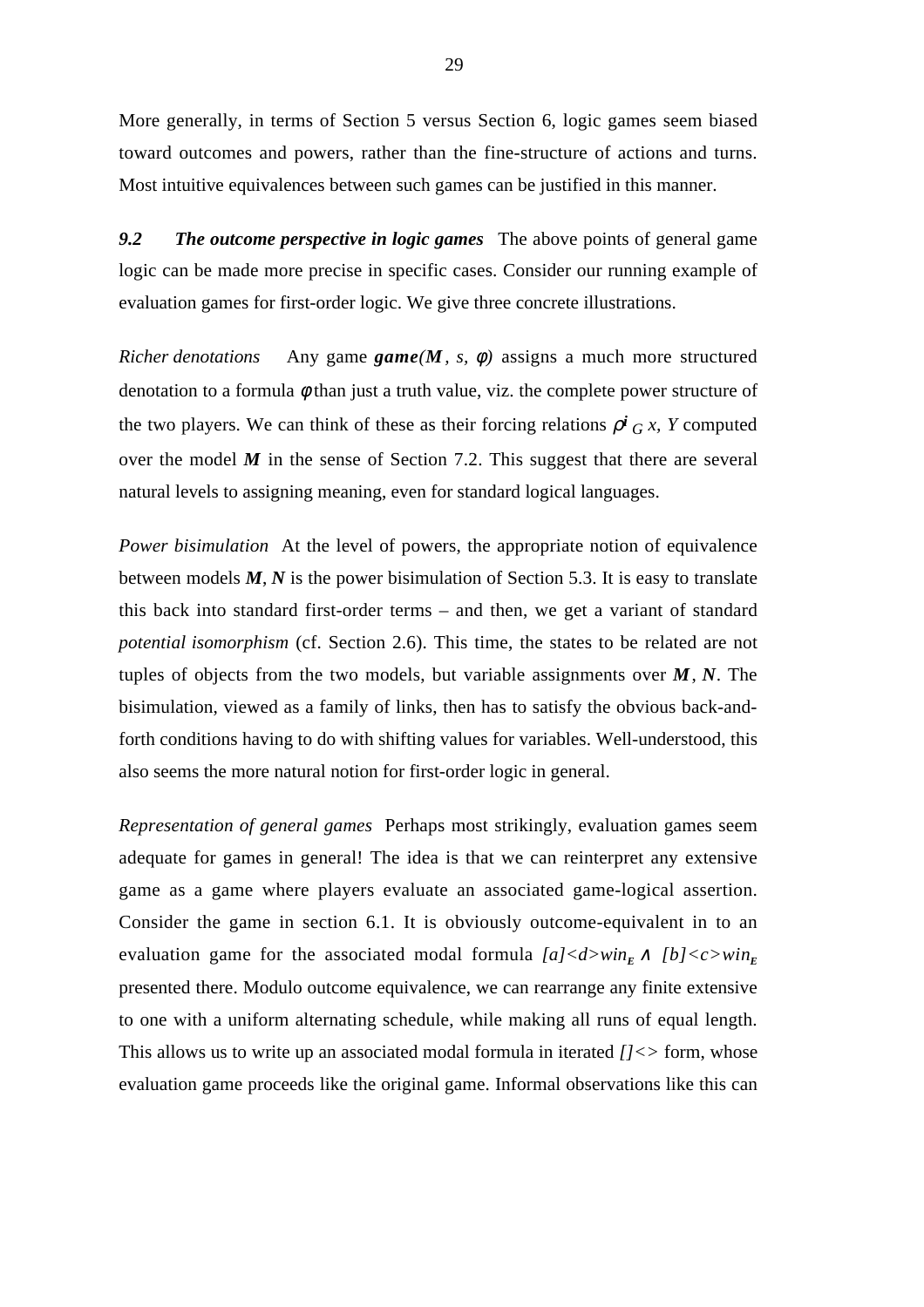More generally, in terms of Section 5 versus Section 6, logic games seem biased toward outcomes and powers, rather than the fine-structure of actions and turns. Most intuitive equivalences between such games can be justified in this manner.

***9.2 The outcome perspective in logic games*** The above points of general game logic can be made more precise in specific cases. Consider our running example of evaluation games for first-order logic. We give three concrete illustrations.

*Richer denotations* Any game ***game****(**M**, s, φ)* assigns a much more structured denotation to a formula $\phi$ than just a truth value, viz. the complete power structure of the two players. We can think of these as their forcing relations $\rho^{i}{}_{G}\ x, Y$ computed over the model ***M*** in the sense of Section 7.2. This suggest that there are several natural levels to assigning meaning, even for standard logical languages.

*Power bisimulation* At the level of powers, the appropriate notion of equivalence between models ***M***, ***N*** is the power bisimulation of Section 5.3. It is easy to translate this back into standard first-order terms – and then, we get a variant of standard *potential isomorphism* (cf. Section 2.6). This time, the states to be related are not tuples of objects from the two models, but variable assignments over ***M***, ***N***. The bisimulation, viewed as a family of links, then has to satisfy the obvious back-and-forth conditions having to do with shifting values for variables. Well-understood, this also seems the more natural notion for first-order logic in general.

*Representation of general games* Perhaps most strikingly, evaluation games seem adequate for games in general! The idea is that we can reinterpret any extensive game as a game where players evaluate an associated game-logical assertion. Consider the game in section 6.1. It is obviously outcome-equivalent in to an evaluation game for the associated modal formula $[a]\langle d\rangle win_{E} \wedge [b]\langle c\rangle win_{E}$ presented there. Modulo outcome equivalence, we can rearrange any finite extensive to one with a uniform alternating schedule, while making all runs of equal length. This allows us to write up an associated modal formula in iterated *[]<>* form, whose evaluation game proceeds like the original game. Informal observations like this can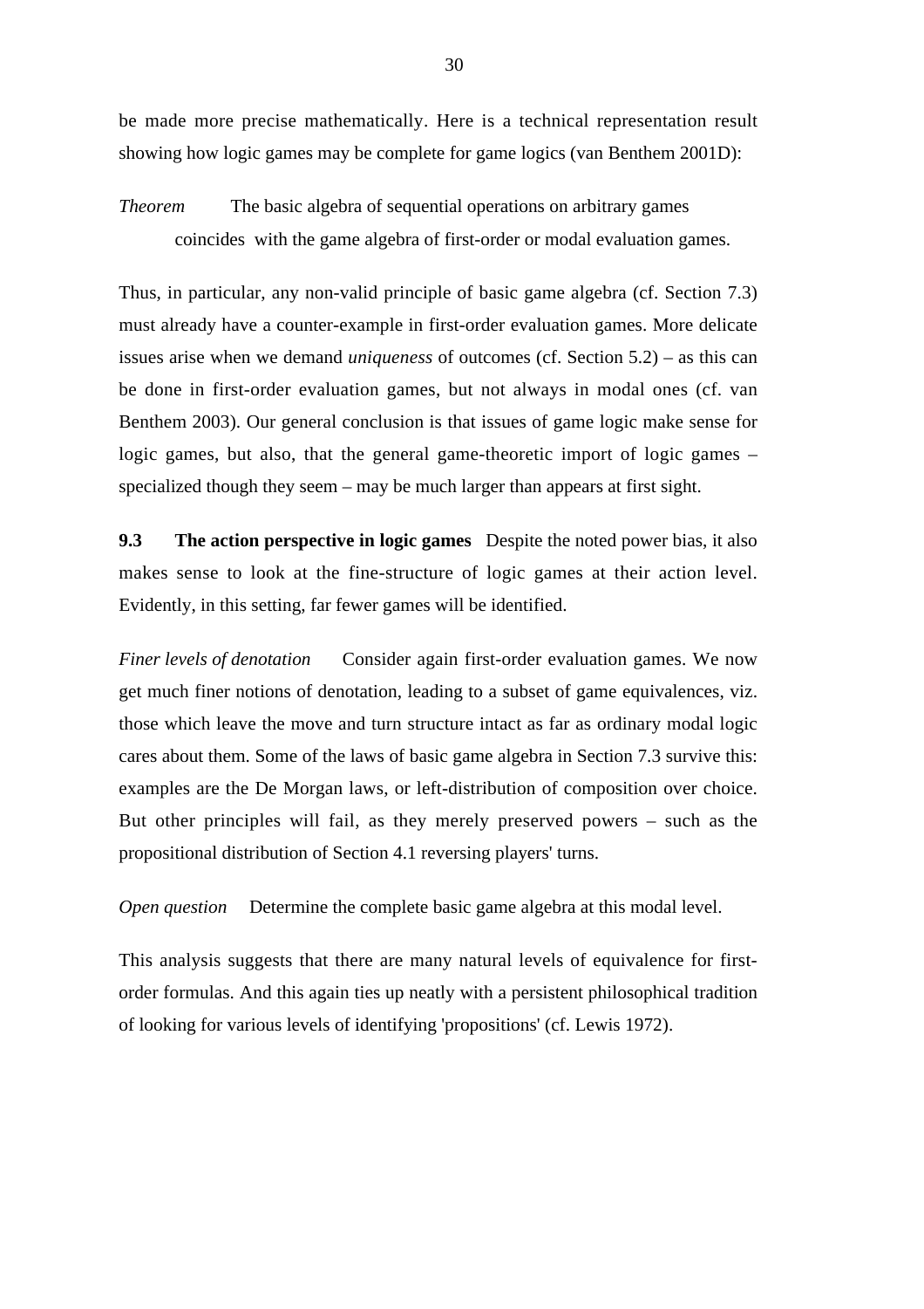be made more precise mathematically. Here is a technical representation result showing how logic games may be complete for game logics (van Benthem 2001D):

*Theorem* The basic algebra of sequential operations on arbitrary games coincides with the game algebra of first-order or modal evaluation games.

Thus, in particular, any non-valid principle of basic game algebra (cf. Section 7.3) must already have a counter-example in first-order evaluation games. More delicate issues arise when we demand *uniqueness* of outcomes (cf. Section 5.2) – as this can be done in first-order evaluation games, but not always in modal ones (cf. van Benthem 2003). Our general conclusion is that issues of game logic make sense for logic games, but also, that the general game-theoretic import of logic games – specialized though they seem – may be much larger than appears at first sight.

**9.3 The action perspective in logic games** Despite the noted power bias, it also makes sense to look at the fine-structure of logic games at their action level. Evidently, in this setting, far fewer games will be identified.

*Finer levels of denotation* Consider again first-order evaluation games. We now get much finer notions of denotation, leading to a subset of game equivalences, viz. those which leave the move and turn structure intact as far as ordinary modal logic cares about them. Some of the laws of basic game algebra in Section 7.3 survive this: examples are the De Morgan laws, or left-distribution of composition over choice. But other principles will fail, as they merely preserved powers – such as the propositional distribution of Section 4.1 reversing players' turns.

*Open question* Determine the complete basic game algebra at this modal level.

This analysis suggests that there are many natural levels of equivalence for first-order formulas. And this again ties up neatly with a persistent philosophical tradition of looking for various levels of identifying 'propositions' (cf. Lewis 1972).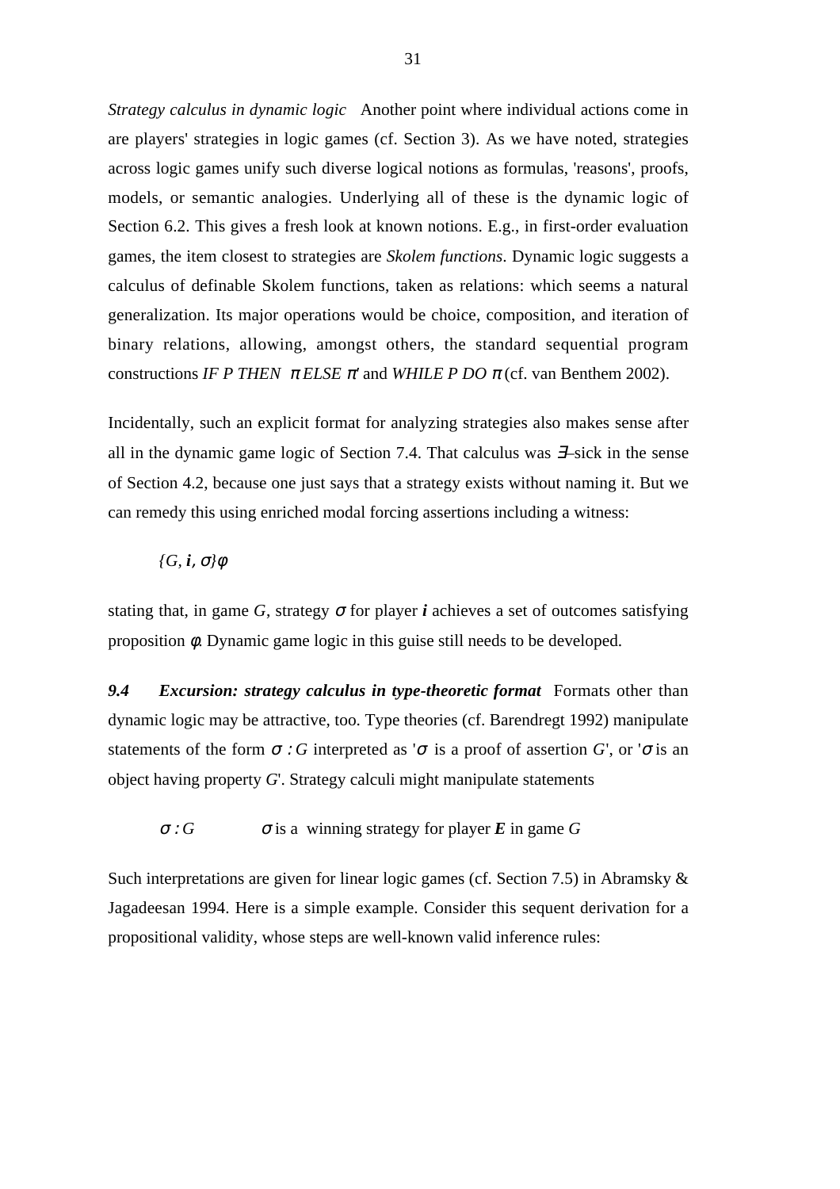*Strategy calculus in dynamic logic* Another point where individual actions come in are players' strategies in logic games (cf. Section 3). As we have noted, strategies across logic games unify such diverse logical notions as formulas, 'reasons', proofs, models, or semantic analogies. Underlying all of these is the dynamic logic of Section 6.2. This gives a fresh look at known notions. E.g., in first-order evaluation games, the item closest to strategies are *Skolem functions*. Dynamic logic suggests a calculus of definable Skolem functions, taken as relations: which seems a natural generalization. Its major operations would be choice, composition, and iteration of binary relations, allowing, amongst others, the standard sequential program constructions *IF P THEN* $\pi$ *ELSE* $\pi'$ and *WHILE P DO* $\pi$ (cf. van Benthem 2002).

Incidentally, such an explicit format for analyzing strategies also makes sense after all in the dynamic game logic of Section 7.4. That calculus was $\exists$–sick in the sense of Section 4.2, because one just says that a strategy exists without naming it. But we can remedy this using enriched modal forcing assertions including a witness:

$$\{G, \boldsymbol{i}, \sigma\}\varphi$$

stating that, in game $G$, strategy $\sigma$ for player $\boldsymbol{i}$ achieves a set of outcomes satisfying proposition $\varphi$. Dynamic game logic in this guise still needs to be developed.

### 9.4 Excursion: strategy calculus in type-theoretic format

Formats other than dynamic logic may be attractive, too. Type theories (cf. Barendregt 1992) manipulate statements of the form $\sigma : G$ interpreted as '$\sigma$ is a proof of assertion $G$', or '$\sigma$ is an object having property $G$'. Strategy calculi might manipulate statements

$\sigma : G$ $\quad\quad$ $\sigma$ is a winning strategy for player $\boldsymbol{E}$ in game $G$

Such interpretations are given for linear logic games (cf. Section 7.5) in Abramsky & Jagadeesan 1994. Here is a simple example. Consider this sequent derivation for a propositional validity, whose steps are well-known valid inference rules: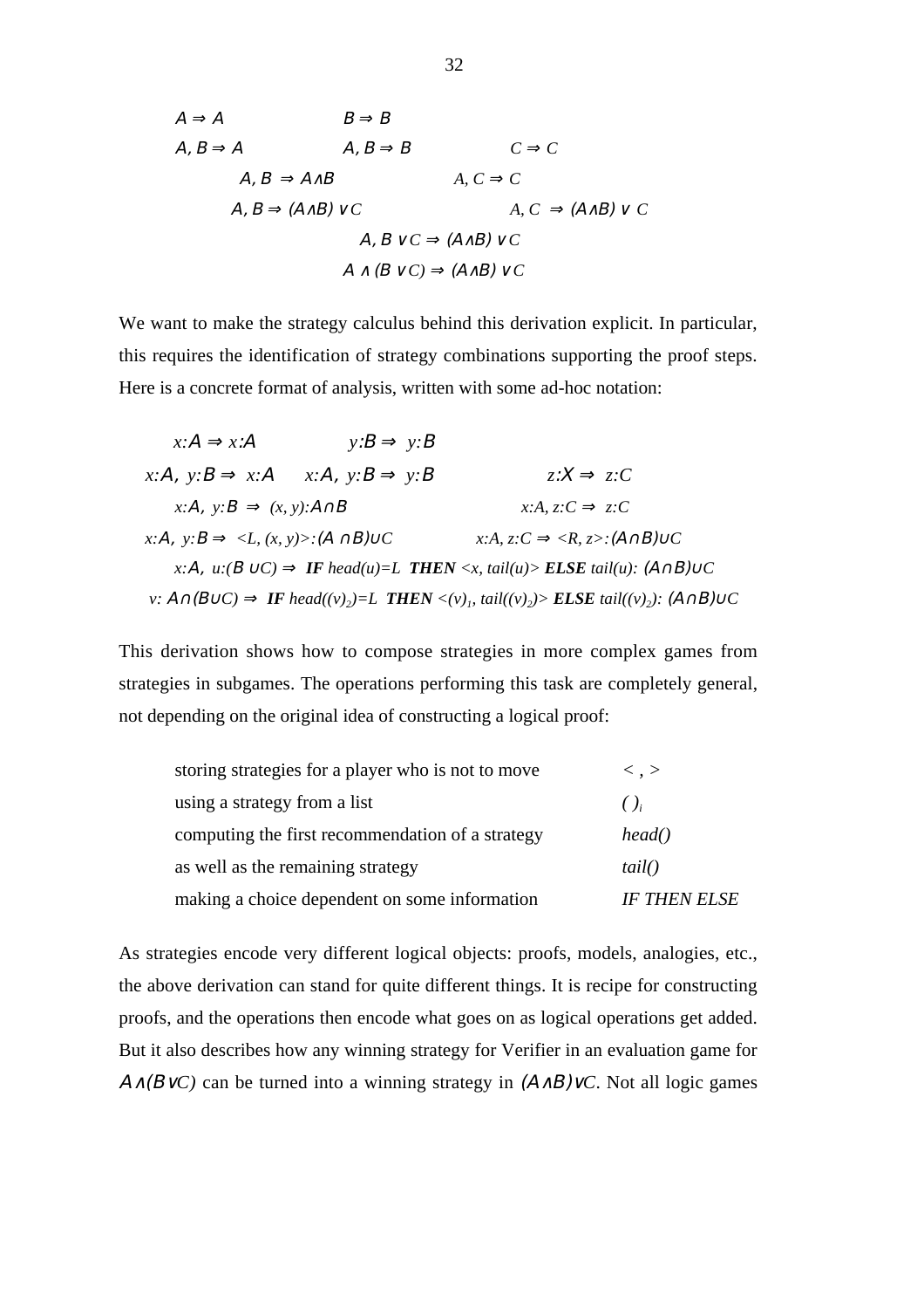$$
\begin{array}{lll}
A \Rightarrow A & B \Rightarrow B & \\
A, B \Rightarrow A & A, B \Rightarrow B & C \Rightarrow C \\
\quad A, B \Rightarrow A \wedge B & & A, C \Rightarrow C \\
\quad A, B \Rightarrow (A \wedge B) \vee C & & A, C \Rightarrow (A \wedge B) \vee C \\
& A, B \vee C \Rightarrow (A \wedge B) \vee C & \\
& A \wedge (B \vee C) \Rightarrow (A \wedge B) \vee C &
\end{array}
$$

We want to make the strategy calculus behind this derivation explicit. In particular, this requires the identification of strategy combinations supporting the proof steps. Here is a concrete format of analysis, written with some ad-hoc notation:

$$
\begin{array}{lll}
x{:}A \Rightarrow x{:}A & y{:}B \Rightarrow y{:}B & \\
x{:}A,\ y{:}B \Rightarrow x{:}A & x{:}A,\ y{:}B \Rightarrow y{:}B & z{:}X \Rightarrow z{:}C \\
\quad x{:}A,\ y{:}B \Rightarrow (x, y){:}A \cap B & & x{:}A, z{:}C \Rightarrow z{:}C \\
x{:}A,\ y{:}B \Rightarrow \langle L, (x, y)\rangle{:}(A \cap B) \cup C & & x{:}A, z{:}C \Rightarrow \langle R, z\rangle{:}(A \cap B) \cup C
\end{array}
$$

$$x{:}A,\ u{:}(B \cup C) \Rightarrow \textbf{IF } head(u)=L \textbf{ THEN } \langle x, tail(u)\rangle \textbf{ ELSE } tail(u){:}\ (A \cap B) \cup C$$

$$v{:}\ A \cap (B \cup C) \Rightarrow \textbf{IF } head((v)_2)=L \textbf{ THEN } \langle (v)_1, tail((v)_2)\rangle \textbf{ ELSE } tail((v)_2){:}\ (A \cap B) \cup C$$

This derivation shows how to compose strategies in more complex games from strategies in subgames. The operations performing this task are completely general, not depending on the original idea of constructing a logical proof:

| | |
|---|---|
| storing strategies for a player who is not to move | $\langle\ ,\ \rangle$ |
| using a strategy from a list | $(\ )_i$ |
| computing the first recommendation of a strategy | *head()* |
| as well as the remaining strategy | *tail()* |
| making a choice dependent on some information | *IF THEN ELSE* |

As strategies encode very different logical objects: proofs, models, analogies, etc., the above derivation can stand for quite different things. It is recipe for constructing proofs, and the operations then encode what goes on as logical operations get added. But it also describes how any winning strategy for Verifier in an evaluation game for $A \wedge (B \vee C)$ can be turned into a winning strategy in $(A \wedge B) \vee C$. Not all logic games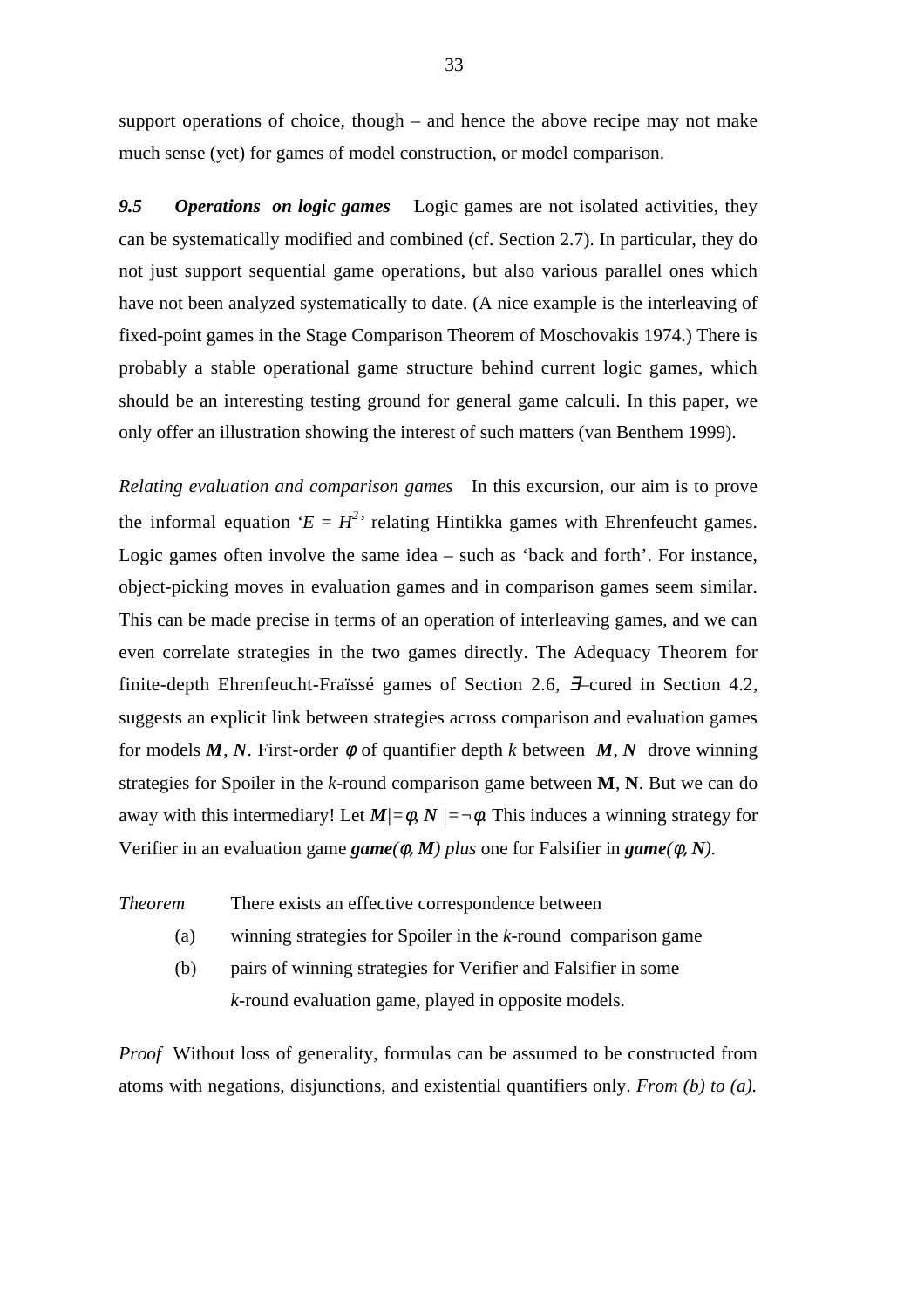support operations of choice, though – and hence the above recipe may not make much sense (yet) for games of model construction, or model comparison.

***9.5 Operations on logic games*** Logic games are not isolated activities, they can be systematically modified and combined (cf. Section 2.7). In particular, they do not just support sequential game operations, but also various parallel ones which have not been analyzed systematically to date. (A nice example is the interleaving of fixed-point games in the Stage Comparison Theorem of Moschovakis 1974.) There is probably a stable operational game structure behind current logic games, which should be an interesting testing ground for general game calculi. In this paper, we only offer an illustration showing the interest of such matters (van Benthem 1999).

*Relating evaluation and comparison games* In this excursion, our aim is to prove the informal equation '$E = H^2$' relating Hintikka games with Ehrenfeucht games. Logic games often involve the same idea – such as 'back and forth'. For instance, object-picking moves in evaluation games and in comparison games seem similar. This can be made precise in terms of an operation of interleaving games, and we can even correlate strategies in the two games directly. The Adequacy Theorem for finite-depth Ehrenfeucht-Fraïssé games of Section 2.6, $\exists$–cured in Section 4.2, suggests an explicit link between strategies across comparison and evaluation games for models $\boldsymbol{M}$, $\boldsymbol{N}$. First-order $\phi$ of quantifier depth $k$ between $\boldsymbol{M}$, $\boldsymbol{N}$ drove winning strategies for Spoiler in the $k$-round comparison game between **M**, **N**. But we can do away with this intermediary! Let $\boldsymbol{M} \models \phi$, $\boldsymbol{N} \models \neg\phi$. This induces a winning strategy for Verifier in an evaluation game ***game***$(\phi, \boldsymbol{M})$ *plus* one for Falsifier in ***game***$(\phi, \boldsymbol{N})$.

*Theorem* There exists an effective correspondence between

(a) winning strategies for Spoiler in the $k$-round comparison game

(b) pairs of winning strategies for Verifier and Falsifier in some $k$-round evaluation game, played in opposite models.

*Proof* Without loss of generality, formulas can be assumed to be constructed from atoms with negations, disjunctions, and existential quantifiers only. *From (b) to (a).*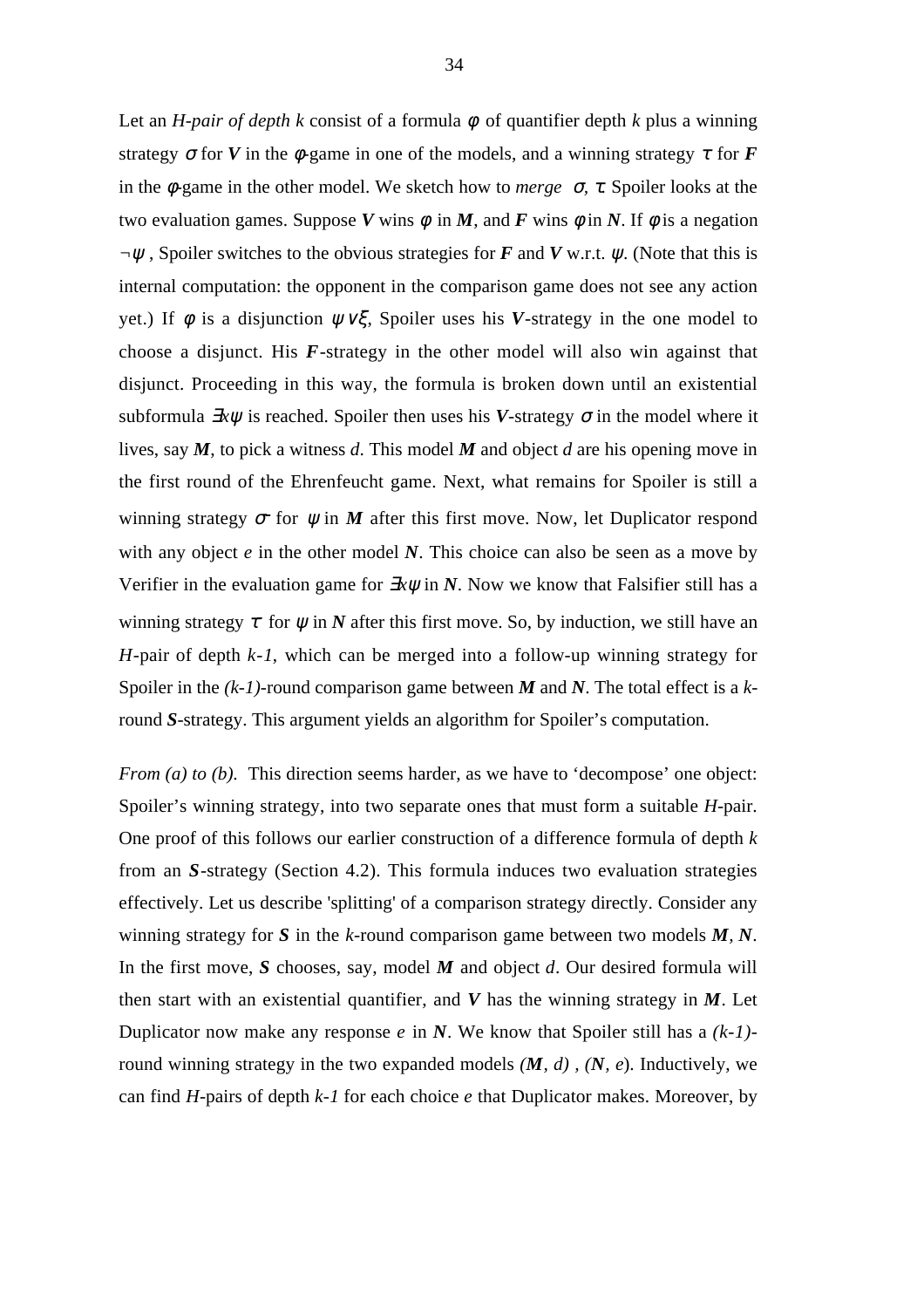Let an *H-pair of depth k* consist of a formula $\phi$ of quantifier depth $k$ plus a winning strategy $\sigma$ for ***V*** in the $\phi$-game in one of the models, and a winning strategy $\tau$ for ***F*** in the $\phi$-game in the other model. We sketch how to *merge* $\sigma, \tau$. Spoiler looks at the two evaluation games. Suppose ***V*** wins $\phi$ in ***M***, and ***F*** wins $\phi$ in ***N***. If $\phi$ is a negation $\neg\psi$ , Spoiler switches to the obvious strategies for ***F*** and ***V*** w.r.t. $\psi$. (Note that this is internal computation: the opponent in the comparison game does not see any action yet.) If $\phi$ is a disjunction $\psi \vee \xi$, Spoiler uses his ***V***-strategy in the one model to choose a disjunct. His ***F***-strategy in the other model will also win against that disjunct. Proceeding in this way, the formula is broken down until an existential subformula $\exists x\psi$ is reached. Spoiler then uses his ***V***-strategy $\sigma$ in the model where it lives, say ***M***, to pick a witness $d$. This model ***M*** and object $d$ are his opening move in the first round of the Ehrenfeucht game. Next, what remains for Spoiler is still a winning strategy $\sigma'$ for $\psi$ in ***M*** after this first move. Now, let Duplicator respond with any object $e$ in the other model ***N***. This choice can also be seen as a move by Verifier in the evaluation game for $\exists x\psi$ in ***N***. Now we know that Falsifier still has a winning strategy $\tau'$ for $\psi$ in ***N*** after this first move. So, by induction, we still have an *H*-pair of depth *k-1*, which can be merged into a follow-up winning strategy for Spoiler in the *(k-1)*-round comparison game between ***M*** and ***N***. The total effect is a *k*-round ***S***-strategy. This argument yields an algorithm for Spoiler's computation.

*From (a) to (b).* This direction seems harder, as we have to 'decompose' one object: Spoiler's winning strategy, into two separate ones that must form a suitable *H*-pair. One proof of this follows our earlier construction of a difference formula of depth $k$ from an ***S***-strategy (Section 4.2). This formula induces two evaluation strategies effectively. Let us describe 'splitting' of a comparison strategy directly. Consider any winning strategy for ***S*** in the *k*-round comparison game between two models ***M***, ***N***. In the first move, ***S*** chooses, say, model ***M*** and object $d$. Our desired formula will then start with an existential quantifier, and ***V*** has the winning strategy in ***M***. Let Duplicator now make any response $e$ in ***N***. We know that Spoiler still has a *(k-1)*-round winning strategy in the two expanded models *(**M**, d)* , *(**N**, e)*. Inductively, we can find *H*-pairs of depth *k-1* for each choice $e$ that Duplicator makes. Moreover, by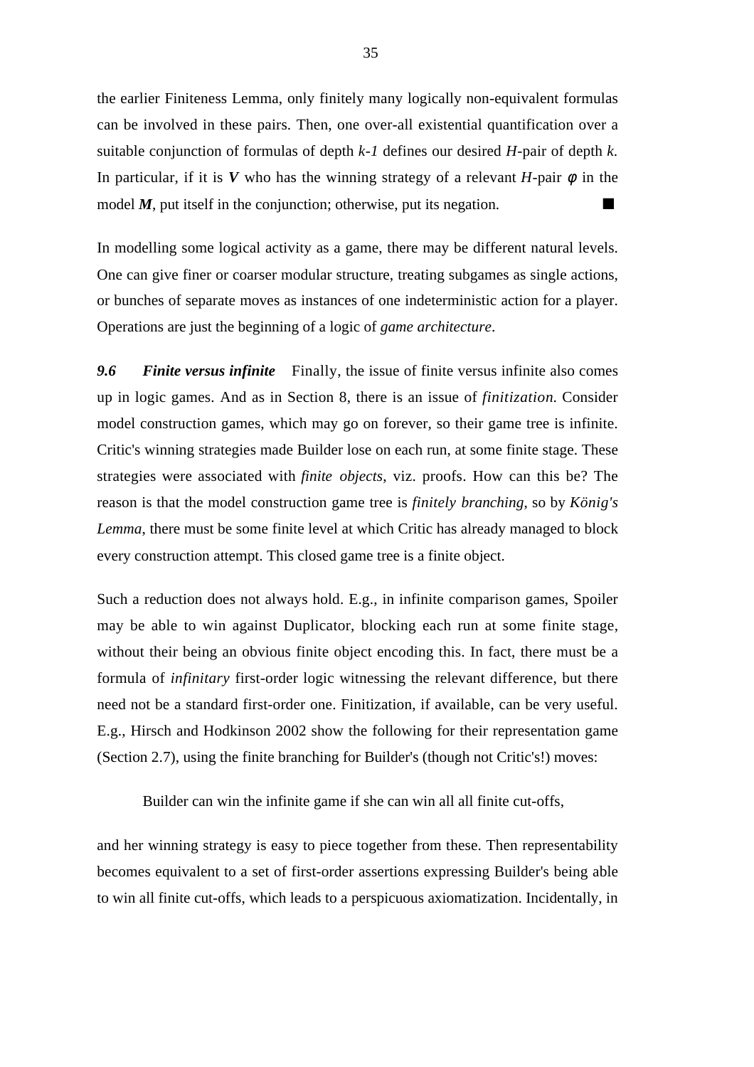the earlier Finiteness Lemma, only finitely many logically non-equivalent formulas can be involved in these pairs. Then, one over-all existential quantification over a suitable conjunction of formulas of depth *k-1* defines our desired *H*-pair of depth *k*. In particular, if it is ***V*** who has the winning strategy of a relevant *H*-pair $\phi$ in the model ***M***, put itself in the conjunction; otherwise, put its negation. ■

In modelling some logical activity as a game, there may be different natural levels. One can give finer or coarser modular structure, treating subgames as single actions, or bunches of separate moves as instances of one indeterministic action for a player. Operations are just the beginning of a logic of *game architecture*.

***9.6 Finite versus infinite*** Finally, the issue of finite versus infinite also comes up in logic games. And as in Section 8, there is an issue of *finitization.* Consider model construction games, which may go on forever, so their game tree is infinite. Critic's winning strategies made Builder lose on each run, at some finite stage. These strategies were associated with *finite objects*, viz. proofs. How can this be? The reason is that the model construction game tree is *finitely branching*, so by *König's Lemma*, there must be some finite level at which Critic has already managed to block every construction attempt. This closed game tree is a finite object.

Such a reduction does not always hold. E.g., in infinite comparison games, Spoiler may be able to win against Duplicator, blocking each run at some finite stage, without their being an obvious finite object encoding this. In fact, there must be a formula of *infinitary* first-order logic witnessing the relevant difference, but there need not be a standard first-order one. Finitization, if available, can be very useful. E.g., Hirsch and Hodkinson 2002 show the following for their representation game (Section 2.7), using the finite branching for Builder's (though not Critic's!) moves:

> Builder can win the infinite game if she can win all all finite cut-offs,

and her winning strategy is easy to piece together from these. Then representability becomes equivalent to a set of first-order assertions expressing Builder's being able to win all finite cut-offs, which leads to a perspicuous axiomatization. Incidentally, in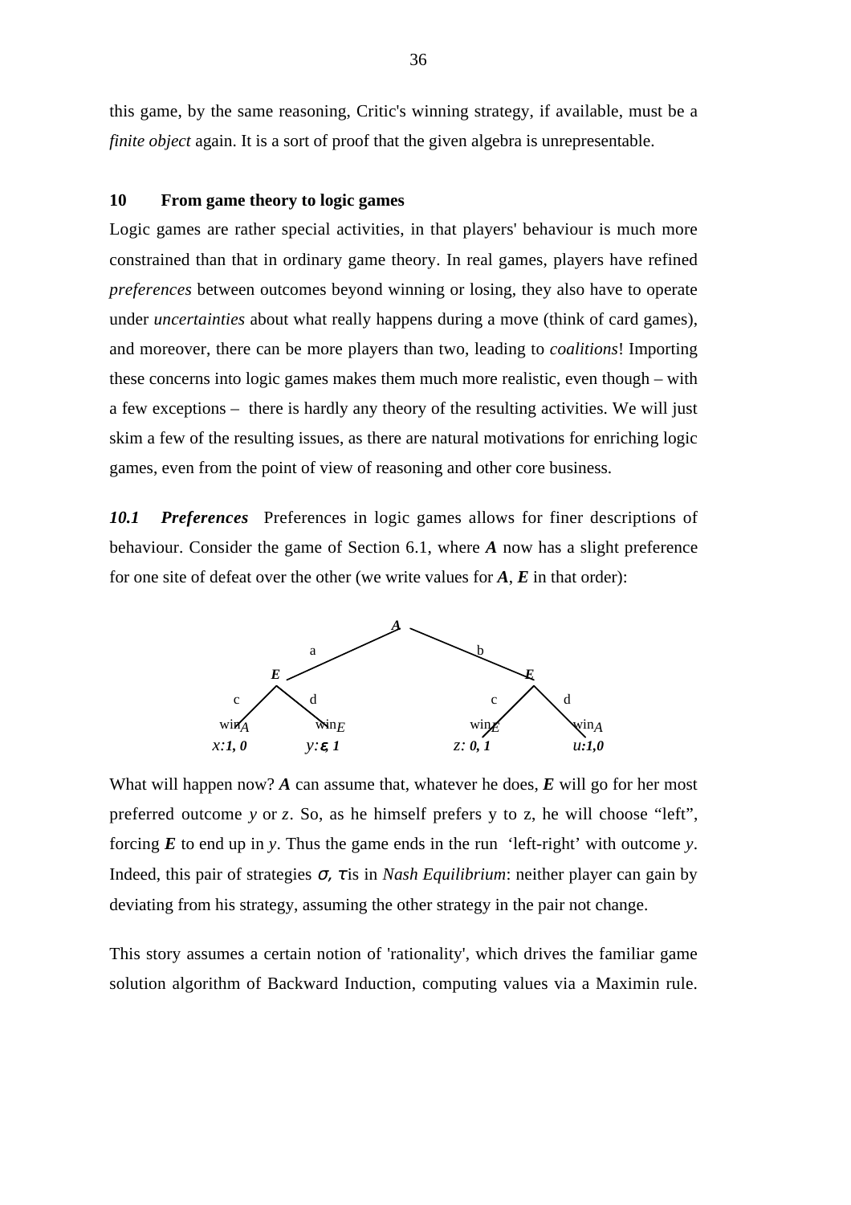this game, by the same reasoning, Critic's winning strategy, if available, must be a *finite object* again. It is a sort of proof that the given algebra is unrepresentable.

## 10 From game theory to logic games

Logic games are rather special activities, in that players' behaviour is much more constrained than that in ordinary game theory. In real games, players have refined *preferences* between outcomes beyond winning or losing, they also have to operate under *uncertainties* about what really happens during a move (think of card games), and moreover, there can be more players than two, leading to *coalitions*! Importing these concerns into logic games makes them much more realistic, even though – with a few exceptions – there is hardly any theory of the resulting activities. We will just skim a few of the resulting issues, as there are natural motivations for enriching logic games, even from the point of view of reasoning and other core business.

***10.1 Preferences*** Preferences in logic games allows for finer descriptions of behaviour. Consider the game of Section 6.1, where ***A*** now has a slight preference for one site of defeat over the other (we write values for ***A***, ***E*** in that order):

```
                    A
              a  /     \  b
               E          E
            c / \ d    c / \ d
          win_A  win_E  win_E  win_A
          x:1,0  y:ε,1  z:0,1  u:1,0
```

What will happen now? ***A*** can assume that, whatever he does, ***E*** will go for her most preferred outcome $y$ or $z$. So, as he himself prefers y to z, he will choose "left", forcing ***E*** to end up in $y$. Thus the game ends in the run 'left-right' with outcome $y$. Indeed, this pair of strategies $\sigma$, $\tau$ is in *Nash Equilibrium*: neither player can gain by deviating from his strategy, assuming the other strategy in the pair not change.

This story assumes a certain notion of 'rationality', which drives the familiar game solution algorithm of Backward Induction, computing values via a Maximin rule.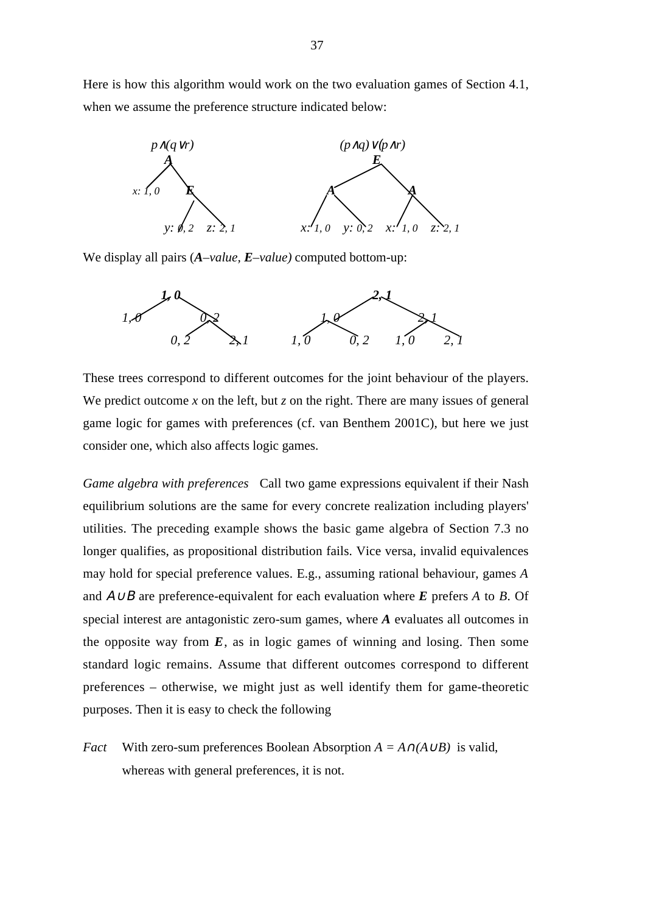Here is how this algorithm would work on the two evaluation games of Section 4.1, when we assume the preference structure indicated below:

```
        p∧(q∨r)                         (p∧q)∨(p∧r)
          A                                  E
         / \                               /   \
   x: 1, 0   E                           A       A
            / \                         / \     / \
     y: 0, 2   z: 2, 1          x: 1, 0  y: 0, 2  x: 1, 0  z: 2, 1
```

We display all pairs (***A****–value,* ***E****–value)* computed bottom-up:

```
          1, 0                               2, 1
         /    \                             /    \
     1, 0      0, 2                     1, 0      2, 1
              /    \                   /    \    /    \
          0, 2      2, 1            1, 0  0, 2  1, 0   2, 1
```

These trees correspond to different outcomes for the joint behaviour of the players. We predict outcome *x* on the left, but *z* on the right. There are many issues of general game logic for games with preferences (cf. van Benthem 2001C), but here we just consider one, which also affects logic games.

*Game algebra with preferences* Call two game expressions equivalent if their Nash equilibrium solutions are the same for every concrete realization including players' utilities. The preceding example shows the basic game algebra of Section 7.3 no longer qualifies, as propositional distribution fails. Vice versa, invalid equivalences may hold for special preference values. E.g., assuming rational behaviour, games $A$ and $A \cup B$ are preference-equivalent for each evaluation where ***E*** prefers $A$ to $B$. Of special interest are antagonistic zero-sum games, where ***A*** evaluates all outcomes in the opposite way from ***E***, as in logic games of winning and losing. Then some standard logic remains. Assume that different outcomes correspond to different preferences – otherwise, we might just as well identify them for game-theoretic purposes. Then it is easy to check the following

*Fact* With zero-sum preferences Boolean Absorption $A = A \cap (A \cup B)$ is valid, whereas with general preferences, it is not.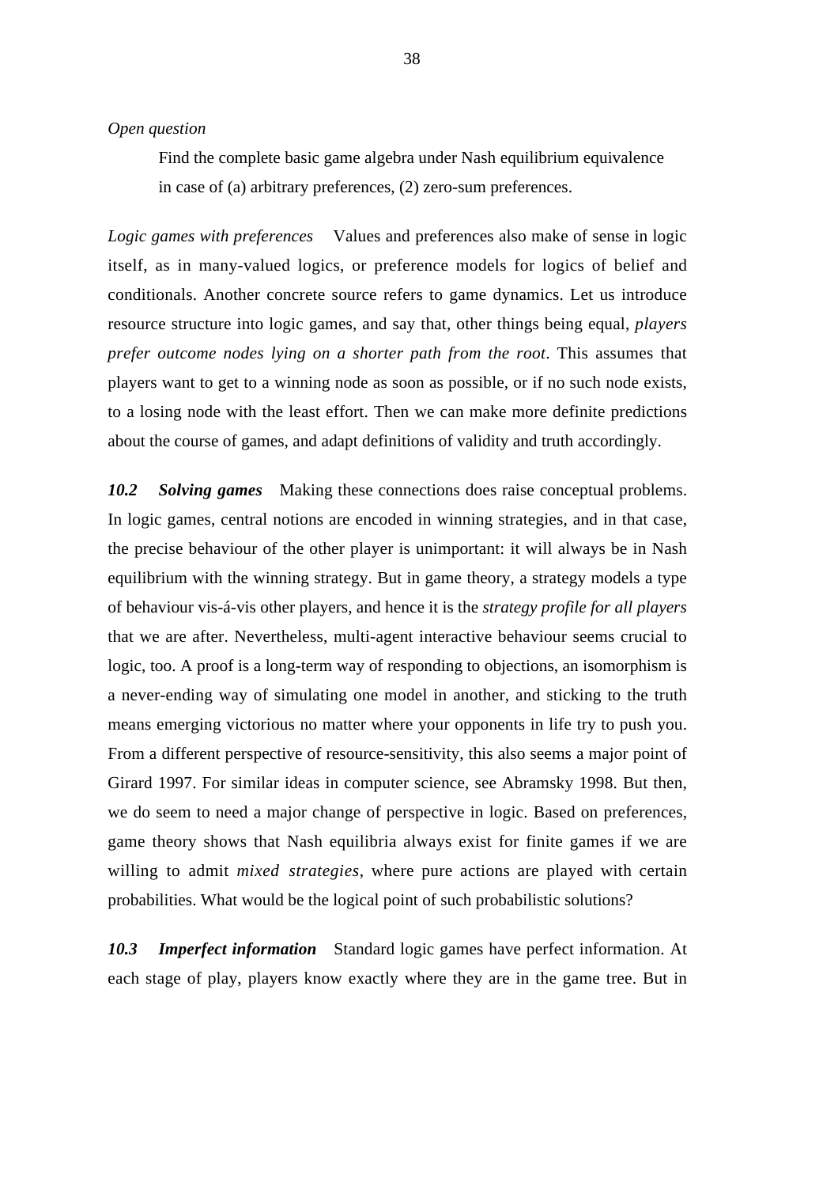*Open question*

> Find the complete basic game algebra under Nash equilibrium equivalence in case of (a) arbitrary preferences, (2) zero-sum preferences.

*Logic games with preferences* Values and preferences also make of sense in logic itself, as in many-valued logics, or preference models for logics of belief and conditionals. Another concrete source refers to game dynamics. Let us introduce resource structure into logic games, and say that, other things being equal, *players prefer outcome nodes lying on a shorter path from the root*. This assumes that players want to get to a winning node as soon as possible, or if no such node exists, to a losing node with the least effort. Then we can make more definite predictions about the course of games, and adapt definitions of validity and truth accordingly.

***10.2 Solving games*** Making these connections does raise conceptual problems. In logic games, central notions are encoded in winning strategies, and in that case, the precise behaviour of the other player is unimportant: it will always be in Nash equilibrium with the winning strategy. But in game theory, a strategy models a type of behaviour vis-á-vis other players, and hence it is the *strategy profile for all players* that we are after. Nevertheless, multi-agent interactive behaviour seems crucial to logic, too. A proof is a long-term way of responding to objections, an isomorphism is a never-ending way of simulating one model in another, and sticking to the truth means emerging victorious no matter where your opponents in life try to push you. From a different perspective of resource-sensitivity, this also seems a major point of Girard 1997. For similar ideas in computer science, see Abramsky 1998. But then, we do seem to need a major change of perspective in logic. Based on preferences, game theory shows that Nash equilibria always exist for finite games if we are willing to admit *mixed strategies*, where pure actions are played with certain probabilities. What would be the logical point of such probabilistic solutions?

***10.3 Imperfect information*** Standard logic games have perfect information. At each stage of play, players know exactly where they are in the game tree. But in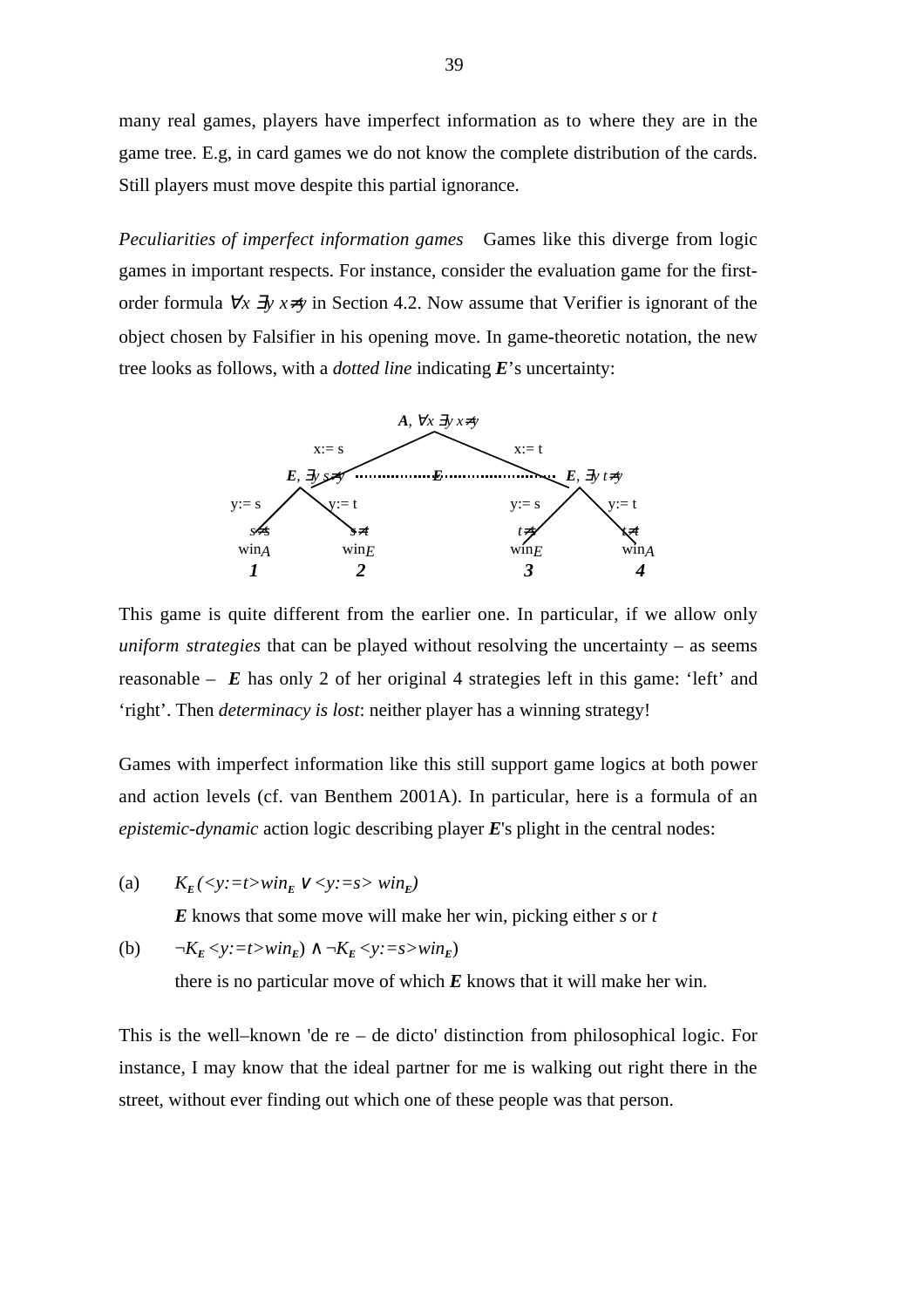many real games, players have imperfect information as to where they are in the game tree. E.g, in card games we do not know the complete distribution of the cards. Still players must move despite this partial ignorance.

*Peculiarities of imperfect information games* Games like this diverge from logic games in important respects. For instance, consider the evaluation game for the first-order formula $\forall x\ \exists y\ x{\neq}y$ in Section 4.2. Now assume that Verifier is ignorant of the object chosen by Falsifier in his opening move. In game-theoretic notation, the new tree looks as follows, with a *dotted line* indicating ***E***'s uncertainty:

```
                         A, ∀x ∃y x≠y
              x:= s                        x:= t
        E, ∃y s≠y  .........E.........  E, ∃y t≠y
   y:= s       y:= t               y:= s       y:= t
    s≠s         s≠t                 t≠s         t≠t
    winA        winE                winE        winA
     1           2                   3           4
```

This game is quite different from the earlier one. In particular, if we allow only *uniform strategies* that can be played without resolving the uncertainty – as seems reasonable – ***E*** has only 2 of her original 4 strategies left in this game: 'left' and 'right'. Then *determinacy is lost*: neither player has a winning strategy!

Games with imperfect information like this still support game logics at both power and action levels (cf. van Benthem 2001A). In particular, here is a formula of an *epistemic-dynamic* action logic describing player ***E***'s plight in the central nodes:

(a) $K_E(\langle y{:=}t\rangle win_E \vee \langle y{:=}s\rangle\ win_E)$

***E*** knows that some move will make her win, picking either *s* or *t*

(b) $\neg K_E \langle y{:=}t\rangle win_E) \wedge \neg K_E \langle y{:=}s\rangle win_E)$

there is no particular move of which ***E*** knows that it will make her win.

This is the well–known 'de re – de dicto' distinction from philosophical logic. For instance, I may know that the ideal partner for me is walking out right there in the street, without ever finding out which one of these people was that person.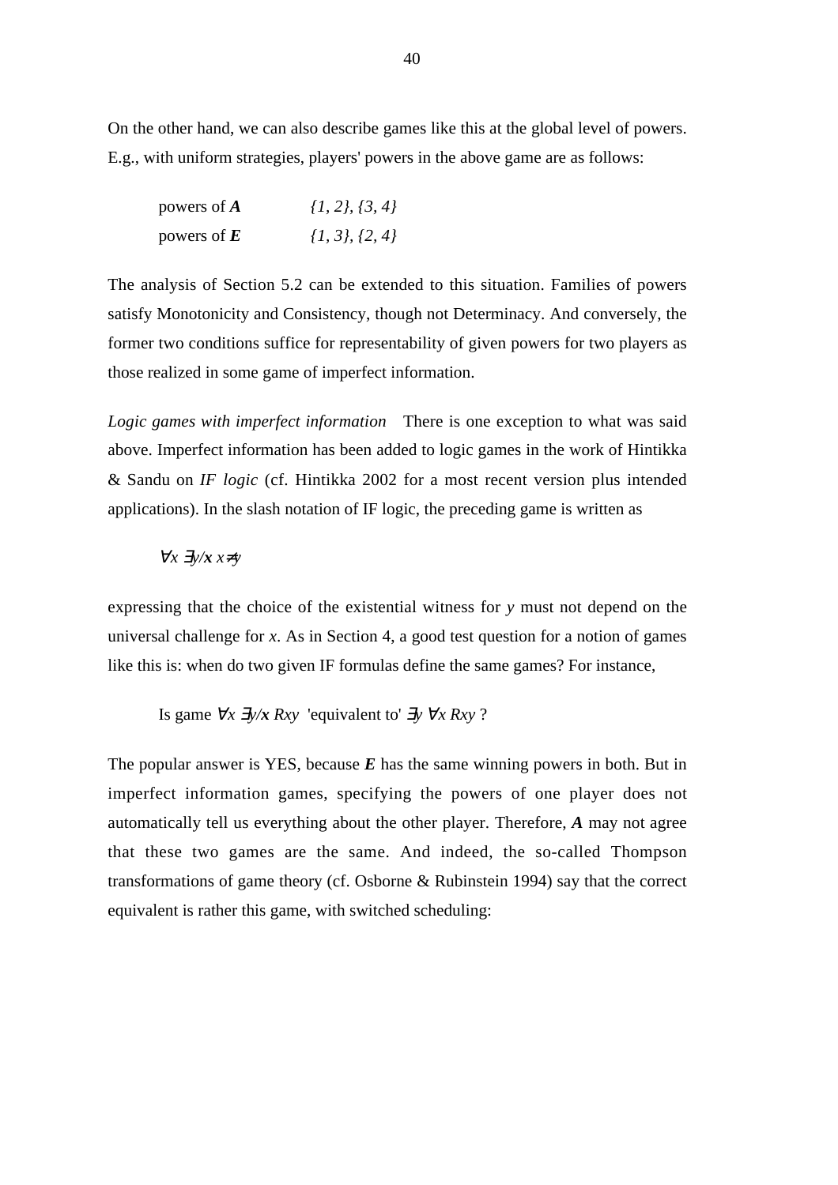On the other hand, we can also describe games like this at the global level of powers. E.g., with uniform strategies, players' powers in the above game are as follows:

| | |
|---|---|
| powers of ***A*** | *{1, 2}, {3, 4}* |
| powers of ***E*** | *{1, 3}, {2, 4}* |

The analysis of Section 5.2 can be extended to this situation. Families of powers satisfy Monotonicity and Consistency, though not Determinacy. And conversely, the former two conditions suffice for representability of given powers for two players as those realized in some game of imperfect information.

*Logic games with imperfect information* There is one exception to what was said above. Imperfect information has been added to logic games in the work of Hintikka & Sandu on *IF logic* (cf. Hintikka 2002 for a most recent version plus intended applications). In the slash notation of IF logic, the preceding game is written as

$$\forall x\ \exists y/\mathbf{x}\ x{\neq}y$$

expressing that the choice of the existential witness for $y$ must not depend on the universal challenge for $x$. As in Section 4, a good test question for a notion of games like this is: when do two given IF formulas define the same games? For instance,

Is game $\forall x\ \exists y/\mathbf{x}\ Rxy$ 'equivalent to' $\exists y\ \forall x\ Rxy$ ?

The popular answer is YES, because ***E*** has the same winning powers in both. But in imperfect information games, specifying the powers of one player does not automatically tell us everything about the other player. Therefore, ***A*** may not agree that these two games are the same. And indeed, the so-called Thompson transformations of game theory (cf. Osborne & Rubinstein 1994) say that the correct equivalent is rather this game, with switched scheduling: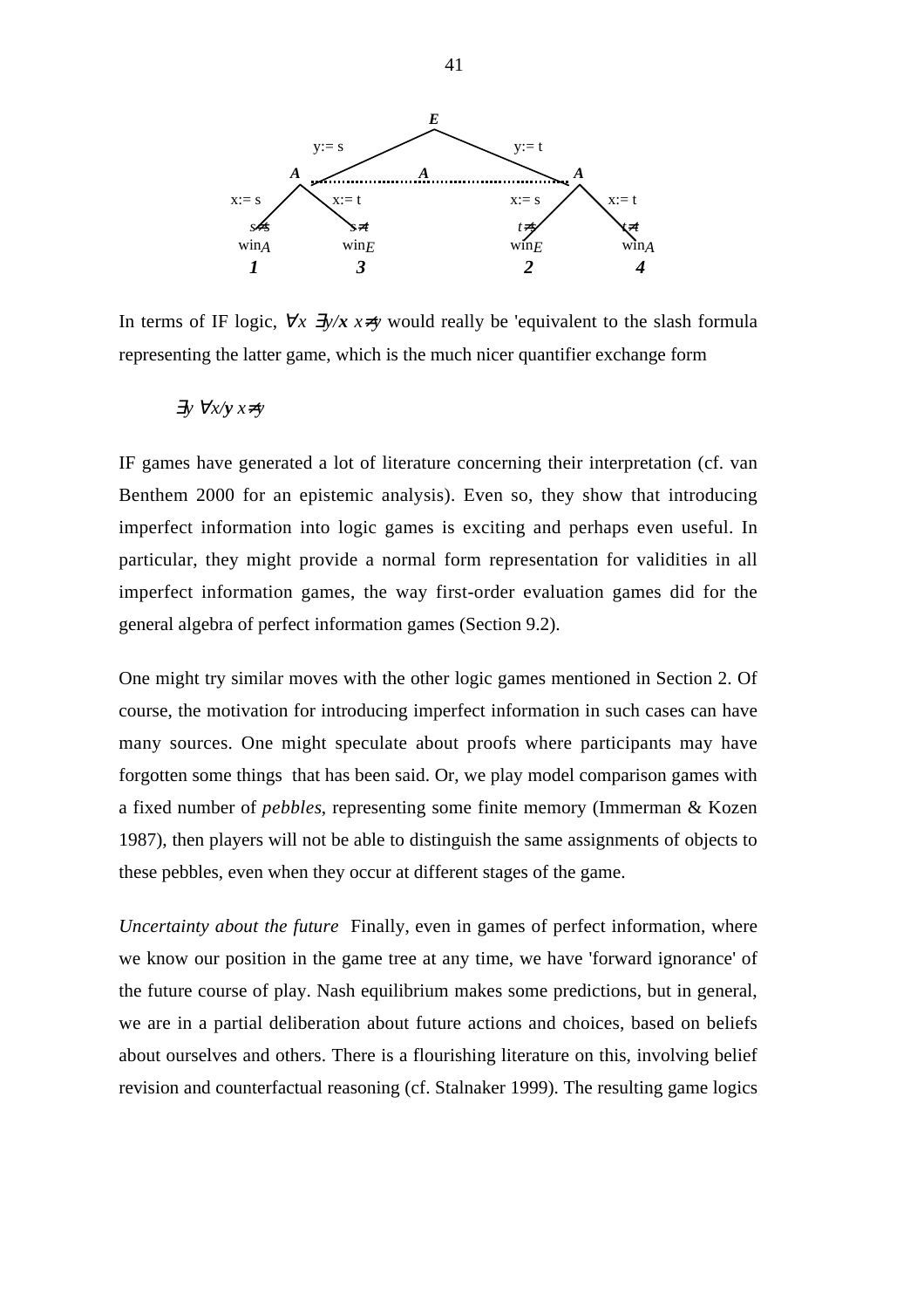In terms of IF logic, $\forall x\ \exists y/x\ x \neq y$ would really be 'equivalent to the slash formula representing the latter game, which is the much nicer quantifier exchange form

$$\exists y\ \forall x/y\ x \neq y$$

IF games have generated a lot of literature concerning their interpretation (cf. van Benthem 2000 for an epistemic analysis). Even so, they show that introducing imperfect information into logic games is exciting and perhaps even useful. In particular, they might provide a normal form representation for validities in all imperfect information games, the way first-order evaluation games did for the general algebra of perfect information games (Section 9.2).

One might try similar moves with the other logic games mentioned in Section 2. Of course, the motivation for introducing imperfect information in such cases can have many sources. One might speculate about proofs where participants may have forgotten some things that has been said. Or, we play model comparison games with a fixed number of *pebbles*, representing some finite memory (Immerman & Kozen 1987), then players will not be able to distinguish the same assignments of objects to these pebbles, even when they occur at different stages of the game.

*Uncertainty about the future* Finally, even in games of perfect information, where we know our position in the game tree at any time, we have 'forward ignorance' of the future course of play. Nash equilibrium makes some predictions, but in general, we are in a partial deliberation about future actions and choices, based on beliefs about ourselves and others. There is a flourishing literature on this, involving belief revision and counterfactual reasoning (cf. Stalnaker 1999). The resulting game logics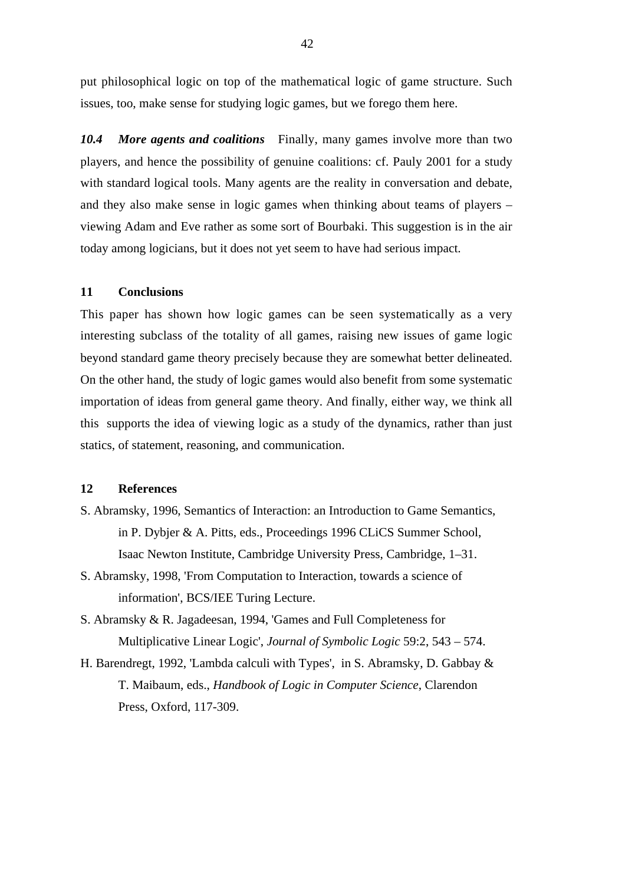put philosophical logic on top of the mathematical logic of game structure. Such issues, too, make sense for studying logic games, but we forego them here.

***10.4 More agents and coalitions*** Finally, many games involve more than two players, and hence the possibility of genuine coalitions: cf. Pauly 2001 for a study with standard logical tools. Many agents are the reality in conversation and debate, and they also make sense in logic games when thinking about teams of players – viewing Adam and Eve rather as some sort of Bourbaki. This suggestion is in the air today among logicians, but it does not yet seem to have had serious impact.

## 11 Conclusions

This paper has shown how logic games can be seen systematically as a very interesting subclass of the totality of all games, raising new issues of game logic beyond standard game theory precisely because they are somewhat better delineated. On the other hand, the study of logic games would also benefit from some systematic importation of ideas from general game theory. And finally, either way, we think all this supports the idea of viewing logic as a study of the dynamics, rather than just statics, of statement, reasoning, and communication.

## 12 References

S. Abramsky, 1996, Semantics of Interaction: an Introduction to Game Semantics, in P. Dybjer & A. Pitts, eds., Proceedings 1996 CLiCS Summer School, Isaac Newton Institute, Cambridge University Press, Cambridge, 1–31.

S. Abramsky, 1998, 'From Computation to Interaction, towards a science of information', BCS/IEE Turing Lecture.

S. Abramsky & R. Jagadeesan, 1994, 'Games and Full Completeness for Multiplicative Linear Logic', *Journal of Symbolic Logic* 59:2, 543 – 574.

H. Barendregt, 1992, 'Lambda calculi with Types', in S. Abramsky, D. Gabbay & T. Maibaum, eds., *Handbook of Logic in Computer Science*, Clarendon Press, Oxford, 117-309.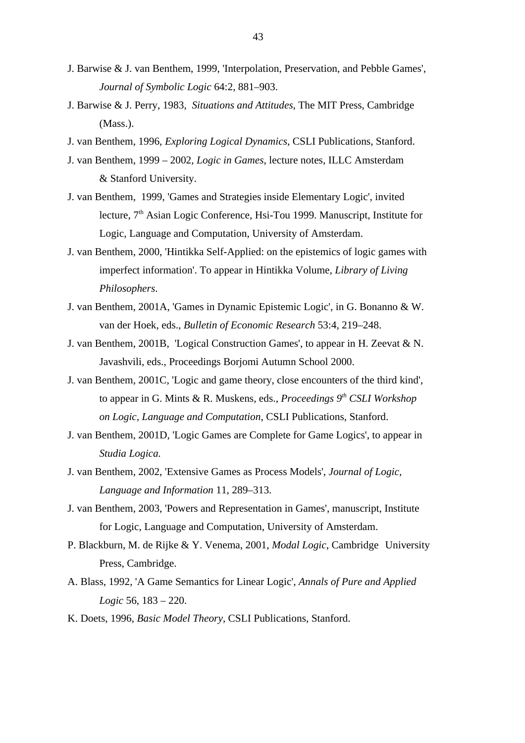J. Barwise & J. van Benthem, 1999, 'Interpolation, Preservation, and Pebble Games', *Journal of Symbolic Logic* 64:2, 881–903.

J. Barwise & J. Perry, 1983, *Situations and Attitudes*, The MIT Press, Cambridge (Mass.).

J. van Benthem, 1996, *Exploring Logical Dynamics*, CSLI Publications, Stanford.

J. van Benthem, 1999 – 2002, *Logic in Games*, lecture notes, ILLC Amsterdam & Stanford University.

J. van Benthem, 1999, 'Games and Strategies inside Elementary Logic', invited lecture, 7th Asian Logic Conference, Hsi-Tou 1999. Manuscript, Institute for Logic, Language and Computation, University of Amsterdam.

J. van Benthem, 2000, 'Hintikka Self-Applied: on the epistemics of logic games with imperfect information'. To appear in Hintikka Volume, *Library of Living Philosophers*.

J. van Benthem, 2001A, 'Games in Dynamic Epistemic Logic', in G. Bonanno & W. van der Hoek, eds., *Bulletin of Economic Research* 53:4, 219–248.

J. van Benthem, 2001B, 'Logical Construction Games', to appear in H. Zeevat & N. Javashvili, eds., Proceedings Borjomi Autumn School 2000.

J. van Benthem, 2001C, 'Logic and game theory, close encounters of the third kind', to appear in G. Mints & R. Muskens, eds., *Proceedings 9th CSLI Workshop on Logic, Language and Computation*, CSLI Publications, Stanford.

J. van Benthem, 2001D, 'Logic Games are Complete for Game Logics', to appear in *Studia Logica.*

J. van Benthem, 2002, 'Extensive Games as Process Models', *Journal of Logic, Language and Information* 11, 289–313.

J. van Benthem, 2003, 'Powers and Representation in Games', manuscript, Institute for Logic, Language and Computation, University of Amsterdam.

P. Blackburn, M. de Rijke & Y. Venema, 2001, *Modal Logic*, Cambridge University Press, Cambridge.

A. Blass, 1992, 'A Game Semantics for Linear Logic', *Annals of Pure and Applied Logic* 56, 183 – 220.

K. Doets, 1996, *Basic Model Theory*, CSLI Publications, Stanford.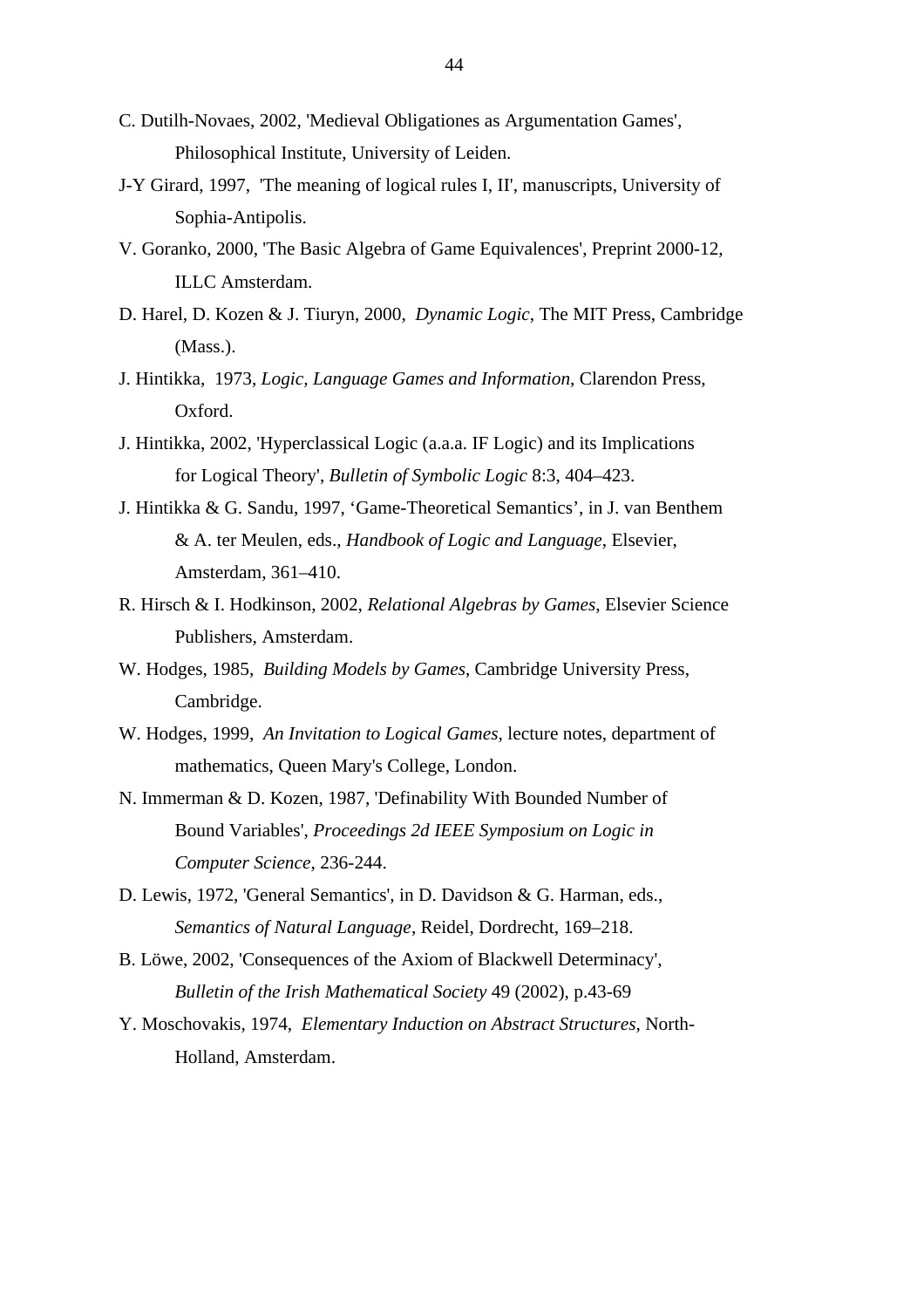C. Dutilh-Novaes, 2002, 'Medieval Obligationes as Argumentation Games', Philosophical Institute, University of Leiden.

J-Y Girard, 1997, 'The meaning of logical rules I, II', manuscripts, University of Sophia-Antipolis.

V. Goranko, 2000, 'The Basic Algebra of Game Equivalences', Preprint 2000-12, ILLC Amsterdam.

D. Harel, D. Kozen & J. Tiuryn, 2000, *Dynamic Logic*, The MIT Press, Cambridge (Mass.).

J. Hintikka, 1973, *Logic, Language Games and Information*, Clarendon Press, Oxford.

J. Hintikka, 2002, 'Hyperclassical Logic (a.a.a. IF Logic) and its Implications for Logical Theory', *Bulletin of Symbolic Logic* 8:3, 404–423.

J. Hintikka & G. Sandu, 1997, ‘Game-Theoretical Semantics’, in J. van Benthem & A. ter Meulen, eds., *Handbook of Logic and Language*, Elsevier, Amsterdam, 361–410.

R. Hirsch & I. Hodkinson, 2002, *Relational Algebras by Games*, Elsevier Science Publishers, Amsterdam.

W. Hodges, 1985, *Building Models by Games*, Cambridge University Press, Cambridge.

W. Hodges, 1999, *An Invitation to Logical Games*, lecture notes, department of mathematics, Queen Mary's College, London.

N. Immerman & D. Kozen, 1987, 'Definability With Bounded Number of Bound Variables', *Proceedings 2d IEEE Symposium on Logic in Computer Science*, 236-244.

D. Lewis, 1972, 'General Semantics', in D. Davidson & G. Harman, eds., *Semantics of Natural Language*, Reidel, Dordrecht, 169–218.

B. Löwe, 2002, 'Consequences of the Axiom of Blackwell Determinacy', *Bulletin of the Irish Mathematical Society* 49 (2002), p.43-69

Y. Moschovakis, 1974, *Elementary Induction on Abstract Structures*, North-Holland, Amsterdam.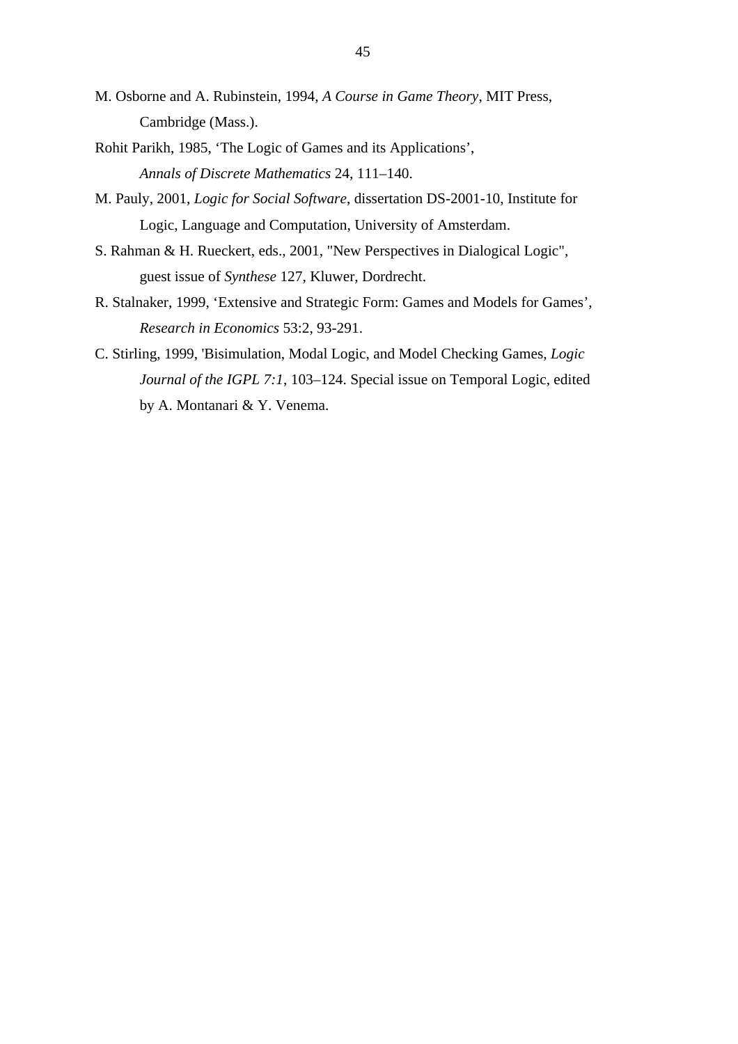M. Osborne and A. Rubinstein, 1994, *A Course in Game Theory*, MIT Press, Cambridge (Mass.).

Rohit Parikh, 1985, ‘The Logic of Games and its Applications’, *Annals of Discrete Mathematics* 24, 111–140.

M. Pauly, 2001, *Logic for Social Software*, dissertation DS-2001-10, Institute for Logic, Language and Computation, University of Amsterdam.

S. Rahman & H. Rueckert, eds., 2001, "New Perspectives in Dialogical Logic", guest issue of *Synthese* 127, Kluwer, Dordrecht.

R. Stalnaker, 1999, ‘Extensive and Strategic Form: Games and Models for Games’, *Research in Economics* 53:2, 93-291.

C. Stirling, 1999, 'Bisimulation, Modal Logic, and Model Checking Games, *Logic Journal of the IGPL 7:1*, 103–124. Special issue on Temporal Logic, edited by A. Montanari & Y. Venema.